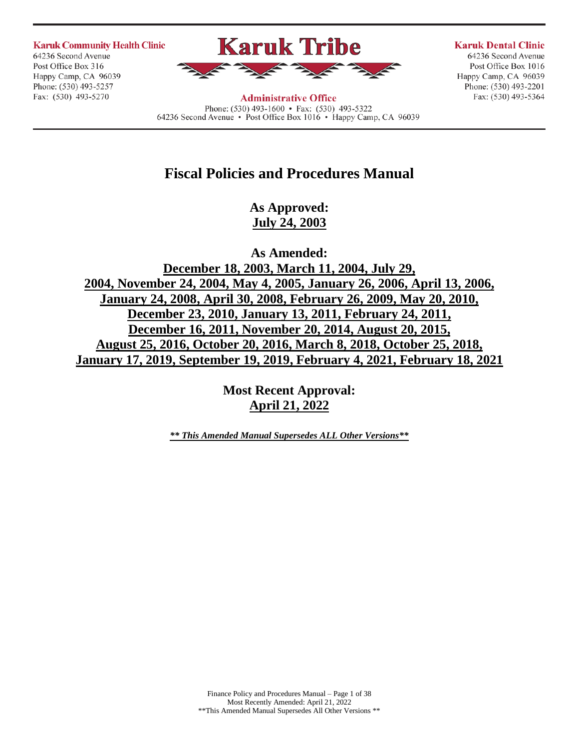**Karuk Community Health Clinic**
64236 Second Avenue
Post Office Box 316
Happy Camp, CA 96039
Phone: (530) 493-5257
Fax: (530) 493-5270

**Karuk Tribe**

**Administrative Office**
Phone: (530) 493-1600 • Fax: (530) 493-5322
64236 Second Avenue • Post Office Box 1016 • Happy Camp, CA 96039

**Karuk Dental Clinic**
64236 Second Avenue
Post Office Box 1016
Happy Camp, CA 96039
Phone: (530) 493-2201
Fax: (530) 493-5364

# Fiscal Policies and Procedures Manual

**As Approved:**
**July 24, 2003**

**As Amended:**
**December 18, 2003, March 11, 2004, July 29, 2004, November 24, 2004, May 4, 2005, January 26, 2006, April 13, 2006, January 24, 2008, April 30, 2008, February 26, 2009, May 20, 2010, December 23, 2010, January 13, 2011, February 24, 2011, December 16, 2011, November 20, 2014, August 20, 2015, August 25, 2016, October 20, 2016, March 8, 2018, October 25, 2018, January 17, 2019, September 19, 2019, February 4, 2021, February 18, 2021**

**Most Recent Approval:**
**April 21, 2022**

***\*\* This Amended Manual Supersedes ALL Other Versions\*\****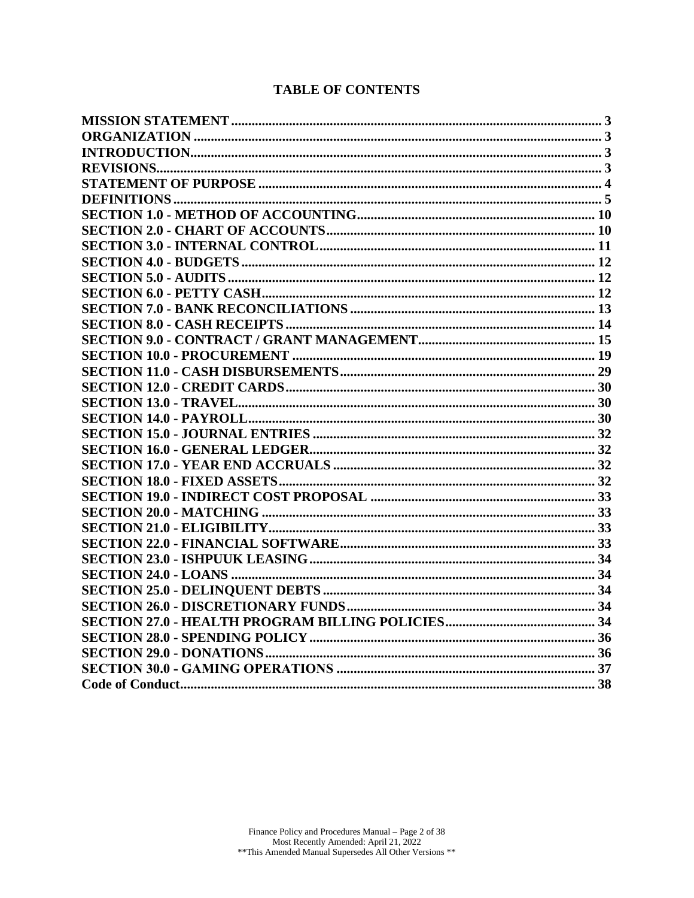# TABLE OF CONTENTS

| | |
|---|---|
| **MISSION STATEMENT** | **3** |
| **ORGANIZATION** | **3** |
| **INTRODUCTION** | **3** |
| **REVISIONS** | **3** |
| **STATEMENT OF PURPOSE** | **4** |
| **DEFINITIONS** | **5** |
| **SECTION 1.0 - METHOD OF ACCOUNTING** | **10** |
| **SECTION 2.0 - CHART OF ACCOUNTS** | **10** |
| **SECTION 3.0 - INTERNAL CONTROL** | **11** |
| **SECTION 4.0 - BUDGETS** | **12** |
| **SECTION 5.0 - AUDITS** | **12** |
| **SECTION 6.0 - PETTY CASH** | **12** |
| **SECTION 7.0 - BANK RECONCILIATIONS** | **13** |
| **SECTION 8.0 - CASH RECEIPTS** | **14** |
| **SECTION 9.0 - CONTRACT / GRANT MANAGEMENT** | **15** |
| **SECTION 10.0 - PROCUREMENT** | **19** |
| **SECTION 11.0 - CASH DISBURSEMENTS** | **29** |
| **SECTION 12.0 - CREDIT CARDS** | **30** |
| **SECTION 13.0 - TRAVEL** | **30** |
| **SECTION 14.0 - PAYROLL** | **30** |
| **SECTION 15.0 - JOURNAL ENTRIES** | **32** |
| **SECTION 16.0 - GENERAL LEDGER** | **32** |
| **SECTION 17.0 - YEAR END ACCRUALS** | **32** |
| **SECTION 18.0 - FIXED ASSETS** | **32** |
| **SECTION 19.0 - INDIRECT COST PROPOSAL** | **33** |
| **SECTION 20.0 - MATCHING** | **33** |
| **SECTION 21.0 - ELIGIBILITY** | **33** |
| **SECTION 22.0 - FINANCIAL SOFTWARE** | **33** |
| **SECTION 23.0 - ISHPUUK LEASING** | **34** |
| **SECTION 24.0 - LOANS** | **34** |
| **SECTION 25.0 - DELINQUENT DEBTS** | **34** |
| **SECTION 26.0 - DISCRETIONARY FUNDS** | **34** |
| **SECTION 27.0 - HEALTH PROGRAM BILLING POLICIES** | **34** |
| **SECTION 28.0 - SPENDING POLICY** | **36** |
| **SECTION 29.0 - DONATIONS** | **36** |
| **SECTION 30.0 - GAMING OPERATIONS** | **37** |
| **Code of Conduct** | **38** |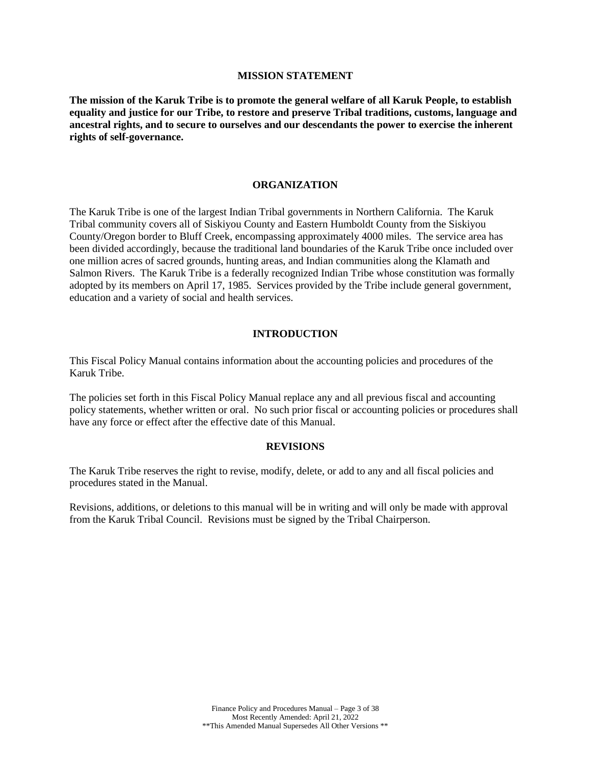## MISSION STATEMENT

**The mission of the Karuk Tribe is to promote the general welfare of all Karuk People, to establish equality and justice for our Tribe, to restore and preserve Tribal traditions, customs, language and ancestral rights, and to secure to ourselves and our descendants the power to exercise the inherent rights of self-governance.**

## ORGANIZATION

The Karuk Tribe is one of the largest Indian Tribal governments in Northern California. The Karuk Tribal community covers all of Siskiyou County and Eastern Humboldt County from the Siskiyou County/Oregon border to Bluff Creek, encompassing approximately 4000 miles. The service area has been divided accordingly, because the traditional land boundaries of the Karuk Tribe once included over one million acres of sacred grounds, hunting areas, and Indian communities along the Klamath and Salmon Rivers. The Karuk Tribe is a federally recognized Indian Tribe whose constitution was formally adopted by its members on April 17, 1985. Services provided by the Tribe include general government, education and a variety of social and health services.

## INTRODUCTION

This Fiscal Policy Manual contains information about the accounting policies and procedures of the Karuk Tribe.

The policies set forth in this Fiscal Policy Manual replace any and all previous fiscal and accounting policy statements, whether written or oral. No such prior fiscal or accounting policies or procedures shall have any force or effect after the effective date of this Manual.

## REVISIONS

The Karuk Tribe reserves the right to revise, modify, delete, or add to any and all fiscal policies and procedures stated in the Manual.

Revisions, additions, or deletions to this manual will be in writing and will only be made with approval from the Karuk Tribal Council. Revisions must be signed by the Tribal Chairperson.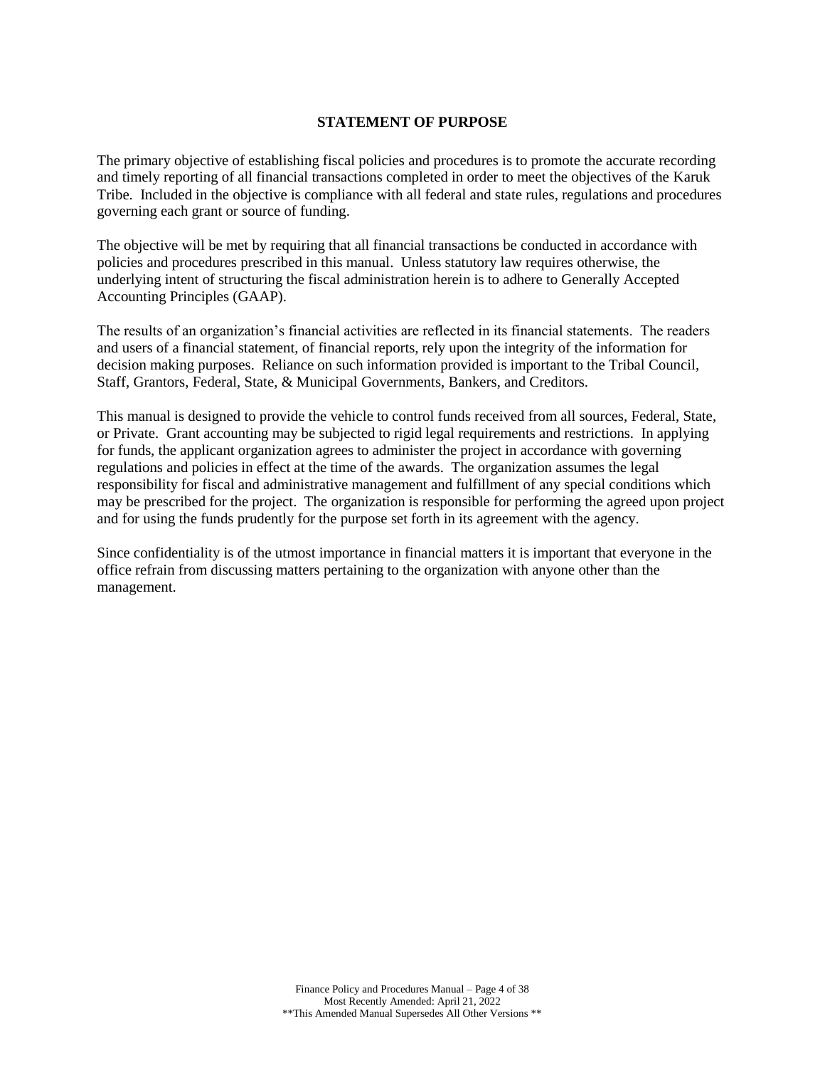## STATEMENT OF PURPOSE

The primary objective of establishing fiscal policies and procedures is to promote the accurate recording and timely reporting of all financial transactions completed in order to meet the objectives of the Karuk Tribe. Included in the objective is compliance with all federal and state rules, regulations and procedures governing each grant or source of funding.

The objective will be met by requiring that all financial transactions be conducted in accordance with policies and procedures prescribed in this manual. Unless statutory law requires otherwise, the underlying intent of structuring the fiscal administration herein is to adhere to Generally Accepted Accounting Principles (GAAP).

The results of an organization's financial activities are reflected in its financial statements. The readers and users of a financial statement, of financial reports, rely upon the integrity of the information for decision making purposes. Reliance on such information provided is important to the Tribal Council, Staff, Grantors, Federal, State, & Municipal Governments, Bankers, and Creditors.

This manual is designed to provide the vehicle to control funds received from all sources, Federal, State, or Private. Grant accounting may be subjected to rigid legal requirements and restrictions. In applying for funds, the applicant organization agrees to administer the project in accordance with governing regulations and policies in effect at the time of the awards. The organization assumes the legal responsibility for fiscal and administrative management and fulfillment of any special conditions which may be prescribed for the project. The organization is responsible for performing the agreed upon project and for using the funds prudently for the purpose set forth in its agreement with the agency.

Since confidentiality is of the utmost importance in financial matters it is important that everyone in the office refrain from discussing matters pertaining to the organization with anyone other than the management.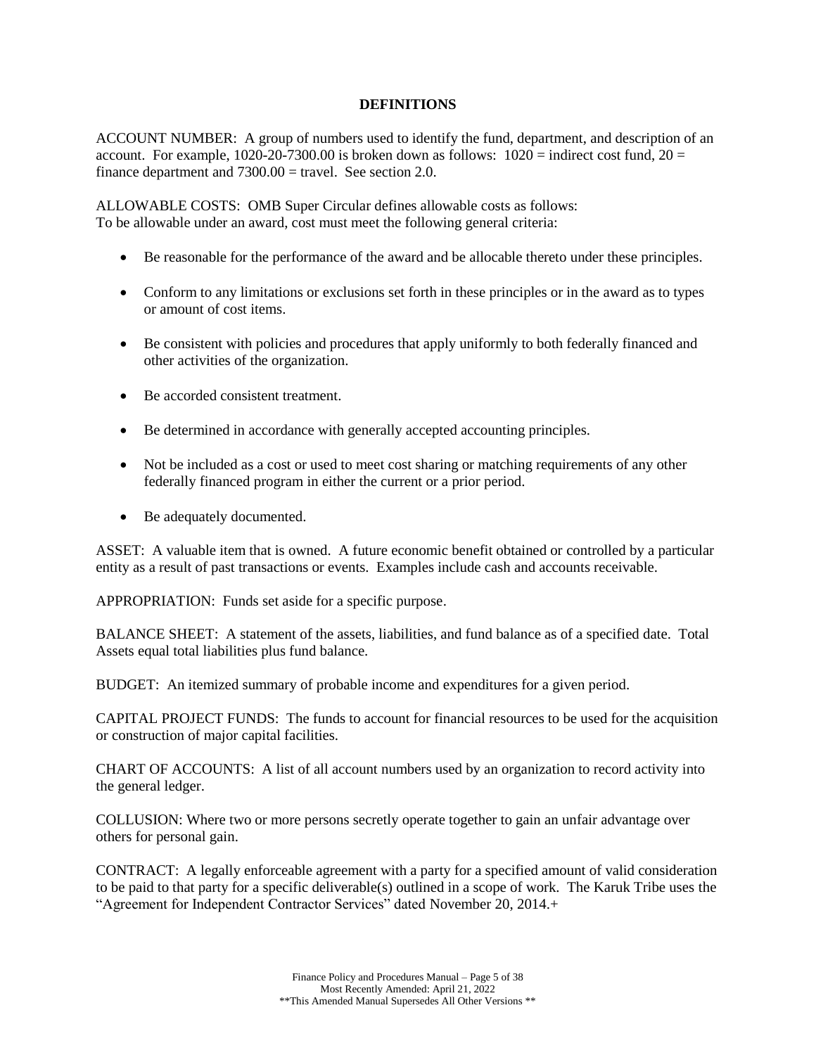## DEFINITIONS

ACCOUNT NUMBER: A group of numbers used to identify the fund, department, and description of an account. For example, 1020-20-7300.00 is broken down as follows: 1020 = indirect cost fund, 20 = finance department and 7300.00 = travel. See section 2.0.

ALLOWABLE COSTS: OMB Super Circular defines allowable costs as follows:
To be allowable under an award, cost must meet the following general criteria:

- Be reasonable for the performance of the award and be allocable thereto under these principles.
- Conform to any limitations or exclusions set forth in these principles or in the award as to types or amount of cost items.
- Be consistent with policies and procedures that apply uniformly to both federally financed and other activities of the organization.
- Be accorded consistent treatment.
- Be determined in accordance with generally accepted accounting principles.
- Not be included as a cost or used to meet cost sharing or matching requirements of any other federally financed program in either the current or a prior period.
- Be adequately documented.

ASSET: A valuable item that is owned. A future economic benefit obtained or controlled by a particular entity as a result of past transactions or events. Examples include cash and accounts receivable.

APPROPRIATION: Funds set aside for a specific purpose.

BALANCE SHEET: A statement of the assets, liabilities, and fund balance as of a specified date. Total Assets equal total liabilities plus fund balance.

BUDGET: An itemized summary of probable income and expenditures for a given period.

CAPITAL PROJECT FUNDS: The funds to account for financial resources to be used for the acquisition or construction of major capital facilities.

CHART OF ACCOUNTS: A list of all account numbers used by an organization to record activity into the general ledger.

COLLUSION: Where two or more persons secretly operate together to gain an unfair advantage over others for personal gain.

CONTRACT: A legally enforceable agreement with a party for a specified amount of valid consideration to be paid to that party for a specific deliverable(s) outlined in a scope of work. The Karuk Tribe uses the "Agreement for Independent Contractor Services" dated November 20, 2014.+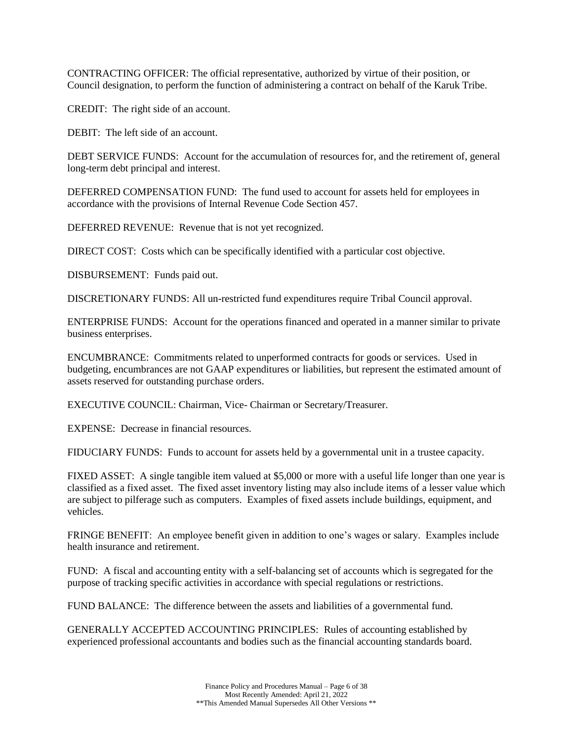CONTRACTING OFFICER: The official representative, authorized by virtue of their position, or Council designation, to perform the function of administering a contract on behalf of the Karuk Tribe.

CREDIT: The right side of an account.

DEBIT: The left side of an account.

DEBT SERVICE FUNDS: Account for the accumulation of resources for, and the retirement of, general long-term debt principal and interest.

DEFERRED COMPENSATION FUND: The fund used to account for assets held for employees in accordance with the provisions of Internal Revenue Code Section 457.

DEFERRED REVENUE: Revenue that is not yet recognized.

DIRECT COST: Costs which can be specifically identified with a particular cost objective.

DISBURSEMENT: Funds paid out.

DISCRETIONARY FUNDS: All un-restricted fund expenditures require Tribal Council approval.

ENTERPRISE FUNDS: Account for the operations financed and operated in a manner similar to private business enterprises.

ENCUMBRANCE: Commitments related to unperformed contracts for goods or services. Used in budgeting, encumbrances are not GAAP expenditures or liabilities, but represent the estimated amount of assets reserved for outstanding purchase orders.

EXECUTIVE COUNCIL: Chairman, Vice- Chairman or Secretary/Treasurer.

EXPENSE: Decrease in financial resources.

FIDUCIARY FUNDS: Funds to account for assets held by a governmental unit in a trustee capacity.

FIXED ASSET: A single tangible item valued at $5,000 or more with a useful life longer than one year is classified as a fixed asset. The fixed asset inventory listing may also include items of a lesser value which are subject to pilferage such as computers. Examples of fixed assets include buildings, equipment, and vehicles.

FRINGE BENEFIT: An employee benefit given in addition to one's wages or salary. Examples include health insurance and retirement.

FUND: A fiscal and accounting entity with a self-balancing set of accounts which is segregated for the purpose of tracking specific activities in accordance with special regulations or restrictions.

FUND BALANCE: The difference between the assets and liabilities of a governmental fund.

GENERALLY ACCEPTED ACCOUNTING PRINCIPLES: Rules of accounting established by experienced professional accountants and bodies such as the financial accounting standards board.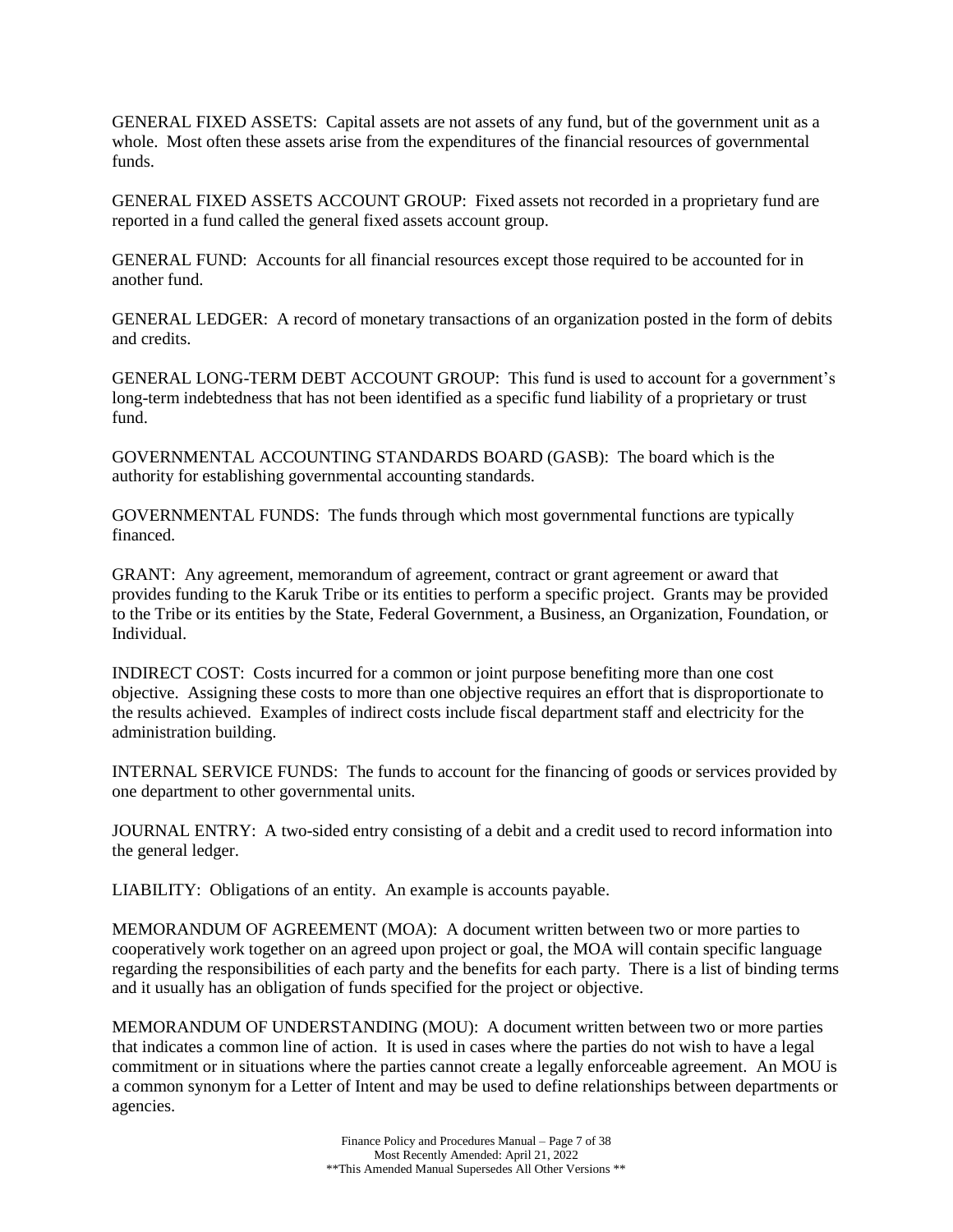GENERAL FIXED ASSETS: Capital assets are not assets of any fund, but of the government unit as a whole. Most often these assets arise from the expenditures of the financial resources of governmental funds.

GENERAL FIXED ASSETS ACCOUNT GROUP: Fixed assets not recorded in a proprietary fund are reported in a fund called the general fixed assets account group.

GENERAL FUND: Accounts for all financial resources except those required to be accounted for in another fund.

GENERAL LEDGER: A record of monetary transactions of an organization posted in the form of debits and credits.

GENERAL LONG-TERM DEBT ACCOUNT GROUP: This fund is used to account for a government's long-term indebtedness that has not been identified as a specific fund liability of a proprietary or trust fund.

GOVERNMENTAL ACCOUNTING STANDARDS BOARD (GASB): The board which is the authority for establishing governmental accounting standards.

GOVERNMENTAL FUNDS: The funds through which most governmental functions are typically financed.

GRANT: Any agreement, memorandum of agreement, contract or grant agreement or award that provides funding to the Karuk Tribe or its entities to perform a specific project. Grants may be provided to the Tribe or its entities by the State, Federal Government, a Business, an Organization, Foundation, or Individual.

INDIRECT COST: Costs incurred for a common or joint purpose benefiting more than one cost objective. Assigning these costs to more than one objective requires an effort that is disproportionate to the results achieved. Examples of indirect costs include fiscal department staff and electricity for the administration building.

INTERNAL SERVICE FUNDS: The funds to account for the financing of goods or services provided by one department to other governmental units.

JOURNAL ENTRY: A two-sided entry consisting of a debit and a credit used to record information into the general ledger.

LIABILITY: Obligations of an entity. An example is accounts payable.

MEMORANDUM OF AGREEMENT (MOA): A document written between two or more parties to cooperatively work together on an agreed upon project or goal, the MOA will contain specific language regarding the responsibilities of each party and the benefits for each party. There is a list of binding terms and it usually has an obligation of funds specified for the project or objective.

MEMORANDUM OF UNDERSTANDING (MOU): A document written between two or more parties that indicates a common line of action. It is used in cases where the parties do not wish to have a legal commitment or in situations where the parties cannot create a legally enforceable agreement. An MOU is a common synonym for a Letter of Intent and may be used to define relationships between departments or agencies.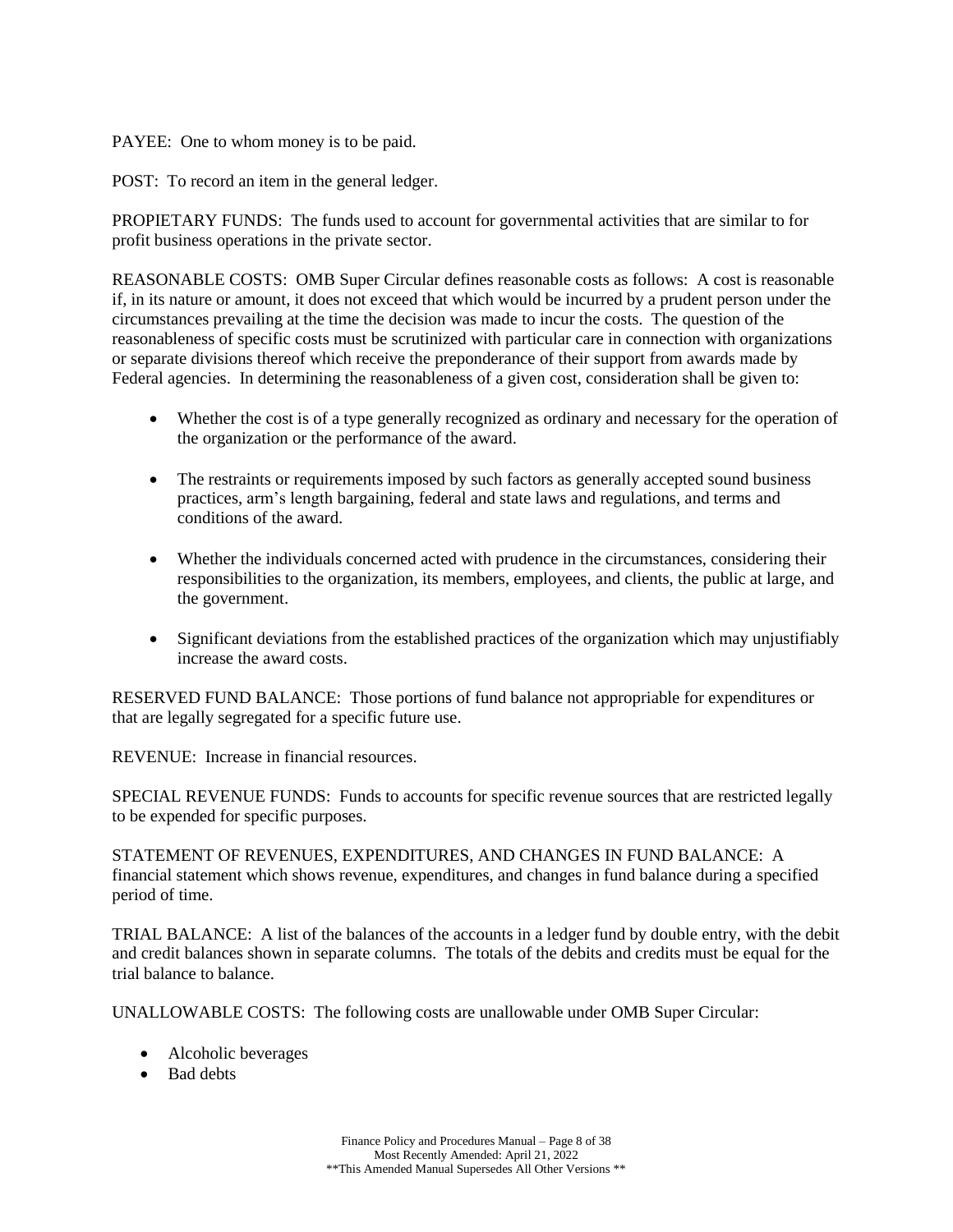PAYEE: One to whom money is to be paid.

POST: To record an item in the general ledger.

PROPIETARY FUNDS: The funds used to account for governmental activities that are similar to for profit business operations in the private sector.

REASONABLE COSTS: OMB Super Circular defines reasonable costs as follows: A cost is reasonable if, in its nature or amount, it does not exceed that which would be incurred by a prudent person under the circumstances prevailing at the time the decision was made to incur the costs. The question of the reasonableness of specific costs must be scrutinized with particular care in connection with organizations or separate divisions thereof which receive the preponderance of their support from awards made by Federal agencies. In determining the reasonableness of a given cost, consideration shall be given to:

- Whether the cost is of a type generally recognized as ordinary and necessary for the operation of the organization or the performance of the award.
- The restraints or requirements imposed by such factors as generally accepted sound business practices, arm's length bargaining, federal and state laws and regulations, and terms and conditions of the award.
- Whether the individuals concerned acted with prudence in the circumstances, considering their responsibilities to the organization, its members, employees, and clients, the public at large, and the government.
- Significant deviations from the established practices of the organization which may unjustifiably increase the award costs.

RESERVED FUND BALANCE: Those portions of fund balance not appropriable for expenditures or that are legally segregated for a specific future use.

REVENUE: Increase in financial resources.

SPECIAL REVENUE FUNDS: Funds to accounts for specific revenue sources that are restricted legally to be expended for specific purposes.

STATEMENT OF REVENUES, EXPENDITURES, AND CHANGES IN FUND BALANCE: A financial statement which shows revenue, expenditures, and changes in fund balance during a specified period of time.

TRIAL BALANCE: A list of the balances of the accounts in a ledger fund by double entry, with the debit and credit balances shown in separate columns. The totals of the debits and credits must be equal for the trial balance to balance.

UNALLOWABLE COSTS: The following costs are unallowable under OMB Super Circular:

- Alcoholic beverages
- Bad debts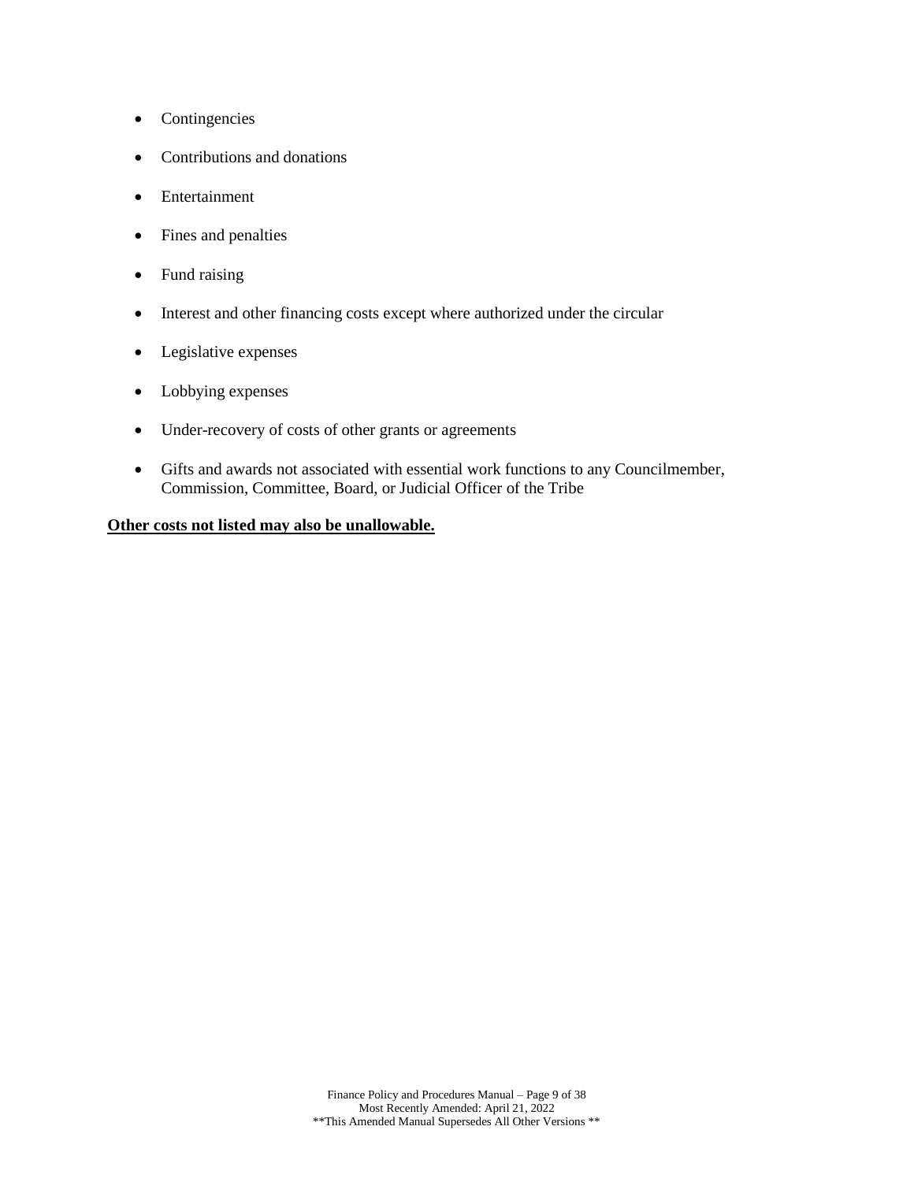- Contingencies
- Contributions and donations
- Entertainment
- Fines and penalties
- Fund raising
- Interest and other financing costs except where authorized under the circular
- Legislative expenses
- Lobbying expenses
- Under-recovery of costs of other grants or agreements
- Gifts and awards not associated with essential work functions to any Councilmember, Commission, Committee, Board, or Judicial Officer of the Tribe

**Other costs not listed may also be unallowable.**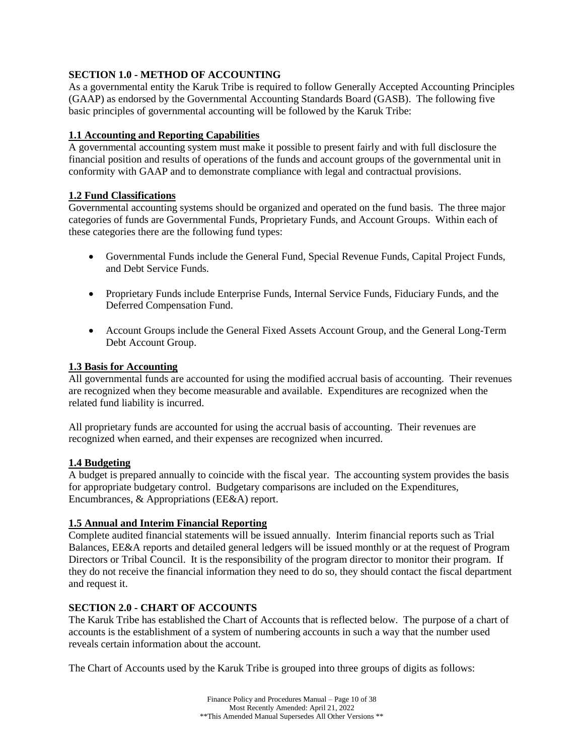## SECTION 1.0 - METHOD OF ACCOUNTING

As a governmental entity the Karuk Tribe is required to follow Generally Accepted Accounting Principles (GAAP) as endorsed by the Governmental Accounting Standards Board (GASB). The following five basic principles of governmental accounting will be followed by the Karuk Tribe:

### 1.1 Accounting and Reporting Capabilities

A governmental accounting system must make it possible to present fairly and with full disclosure the financial position and results of operations of the funds and account groups of the governmental unit in conformity with GAAP and to demonstrate compliance with legal and contractual provisions.

### 1.2 Fund Classifications

Governmental accounting systems should be organized and operated on the fund basis. The three major categories of funds are Governmental Funds, Proprietary Funds, and Account Groups. Within each of these categories there are the following fund types:

- Governmental Funds include the General Fund, Special Revenue Funds, Capital Project Funds, and Debt Service Funds.
- Proprietary Funds include Enterprise Funds, Internal Service Funds, Fiduciary Funds, and the Deferred Compensation Fund.
- Account Groups include the General Fixed Assets Account Group, and the General Long-Term Debt Account Group.

### 1.3 Basis for Accounting

All governmental funds are accounted for using the modified accrual basis of accounting. Their revenues are recognized when they become measurable and available. Expenditures are recognized when the related fund liability is incurred.

All proprietary funds are accounted for using the accrual basis of accounting. Their revenues are recognized when earned, and their expenses are recognized when incurred.

### 1.4 Budgeting

A budget is prepared annually to coincide with the fiscal year. The accounting system provides the basis for appropriate budgetary control. Budgetary comparisons are included on the Expenditures, Encumbrances, & Appropriations (EE&A) report.

### 1.5 Annual and Interim Financial Reporting

Complete audited financial statements will be issued annually. Interim financial reports such as Trial Balances, EE&A reports and detailed general ledgers will be issued monthly or at the request of Program Directors or Tribal Council. It is the responsibility of the program director to monitor their program. If they do not receive the financial information they need to do so, they should contact the fiscal department and request it.

## SECTION 2.0 - CHART OF ACCOUNTS

The Karuk Tribe has established the Chart of Accounts that is reflected below. The purpose of a chart of accounts is the establishment of a system of numbering accounts in such a way that the number used reveals certain information about the account.

The Chart of Accounts used by the Karuk Tribe is grouped into three groups of digits as follows: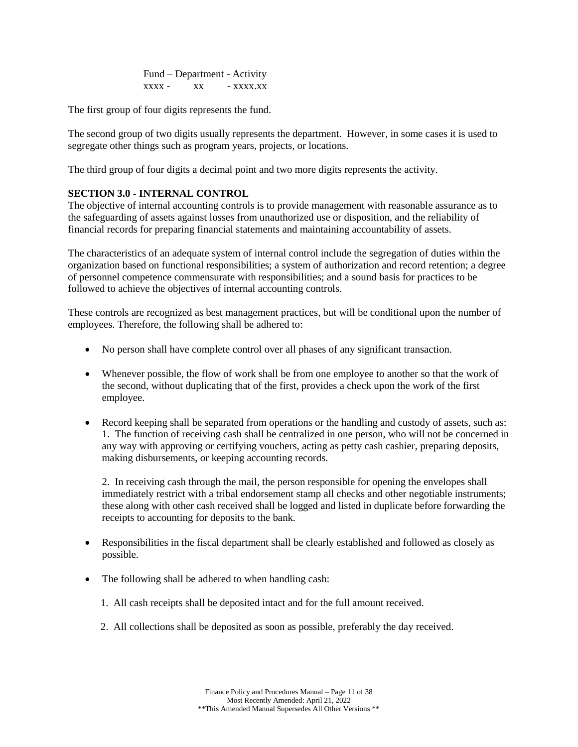Fund – Department - Activity
xxxx - xx - xxxx.xx

The first group of four digits represents the fund.

The second group of two digits usually represents the department. However, in some cases it is used to segregate other things such as program years, projects, or locations.

The third group of four digits a decimal point and two more digits represents the activity.

**SECTION 3.0 - INTERNAL CONTROL**

The objective of internal accounting controls is to provide management with reasonable assurance as to the safeguarding of assets against losses from unauthorized use or disposition, and the reliability of financial records for preparing financial statements and maintaining accountability of assets.

The characteristics of an adequate system of internal control include the segregation of duties within the organization based on functional responsibilities; a system of authorization and record retention; a degree of personnel competence commensurate with responsibilities; and a sound basis for practices to be followed to achieve the objectives of internal accounting controls.

These controls are recognized as best management practices, but will be conditional upon the number of employees. Therefore, the following shall be adhered to:

- No person shall have complete control over all phases of any significant transaction.
- Whenever possible, the flow of work shall be from one employee to another so that the work of the second, without duplicating that of the first, provides a check upon the work of the first employee.
- Record keeping shall be separated from operations or the handling and custody of assets, such as:
  1. The function of receiving cash shall be centralized in one person, who will not be concerned in any way with approving or certifying vouchers, acting as petty cash cashier, preparing deposits, making disbursements, or keeping accounting records.

  2. In receiving cash through the mail, the person responsible for opening the envelopes shall immediately restrict with a tribal endorsement stamp all checks and other negotiable instruments; these along with other cash received shall be logged and listed in duplicate before forwarding the receipts to accounting for deposits to the bank.
- Responsibilities in the fiscal department shall be clearly established and followed as closely as possible.
- The following shall be adhered to when handling cash:
  1. All cash receipts shall be deposited intact and for the full amount received.
  2. All collections shall be deposited as soon as possible, preferably the day received.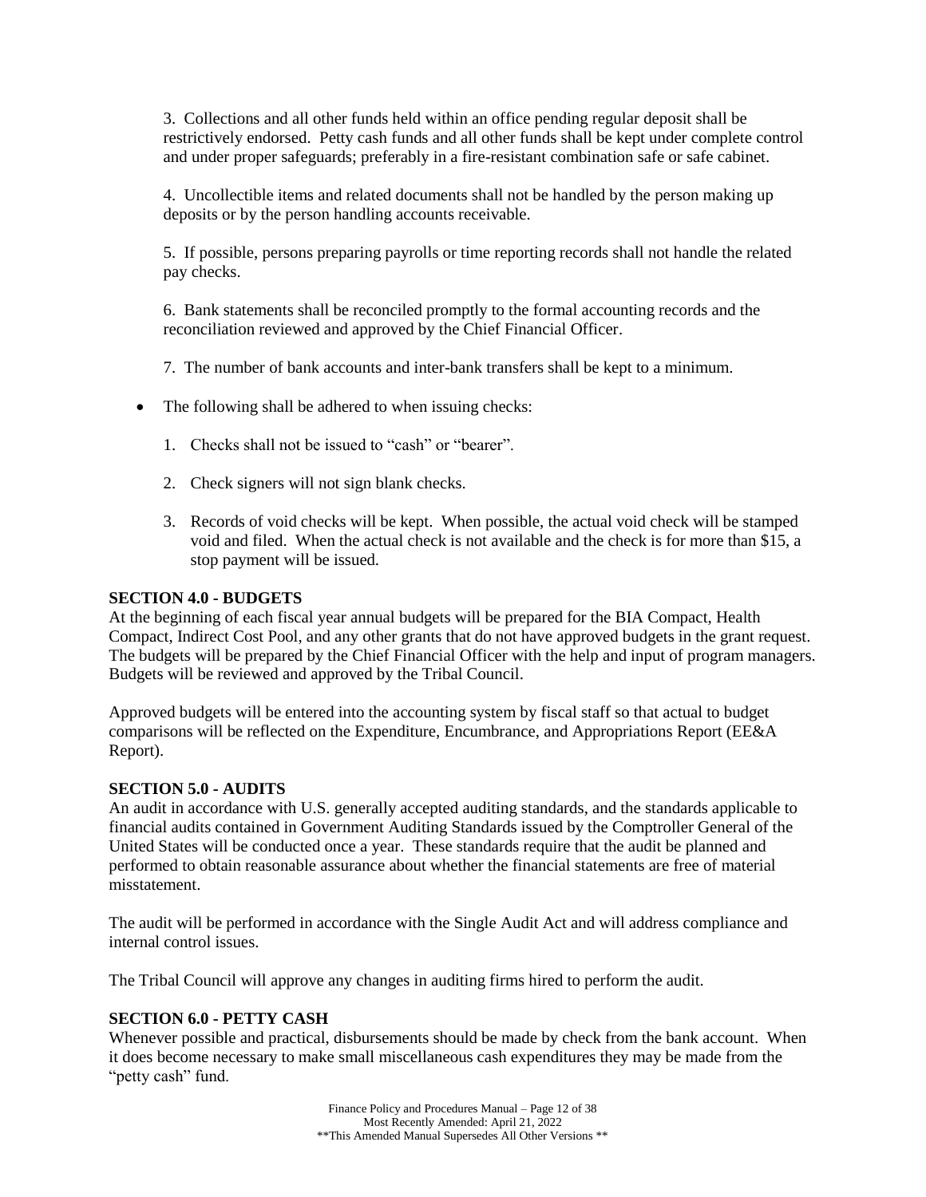3. Collections and all other funds held within an office pending regular deposit shall be restrictively endorsed. Petty cash funds and all other funds shall be kept under complete control and under proper safeguards; preferably in a fire-resistant combination safe or safe cabinet.

4. Uncollectible items and related documents shall not be handled by the person making up deposits or by the person handling accounts receivable.

5. If possible, persons preparing payrolls or time reporting records shall not handle the related pay checks.

6. Bank statements shall be reconciled promptly to the formal accounting records and the reconciliation reviewed and approved by the Chief Financial Officer.

7. The number of bank accounts and inter-bank transfers shall be kept to a minimum.

- The following shall be adhered to when issuing checks:

  1. Checks shall not be issued to "cash" or "bearer".
  2. Check signers will not sign blank checks.
  3. Records of void checks will be kept. When possible, the actual void check will be stamped void and filed. When the actual check is not available and the check is for more than $15, a stop payment will be issued.

**SECTION 4.0 - BUDGETS**

At the beginning of each fiscal year annual budgets will be prepared for the BIA Compact, Health Compact, Indirect Cost Pool, and any other grants that do not have approved budgets in the grant request. The budgets will be prepared by the Chief Financial Officer with the help and input of program managers. Budgets will be reviewed and approved by the Tribal Council.

Approved budgets will be entered into the accounting system by fiscal staff so that actual to budget comparisons will be reflected on the Expenditure, Encumbrance, and Appropriations Report (EE&A Report).

**SECTION 5.0 - AUDITS**

An audit in accordance with U.S. generally accepted auditing standards, and the standards applicable to financial audits contained in Government Auditing Standards issued by the Comptroller General of the United States will be conducted once a year. These standards require that the audit be planned and performed to obtain reasonable assurance about whether the financial statements are free of material misstatement.

The audit will be performed in accordance with the Single Audit Act and will address compliance and internal control issues.

The Tribal Council will approve any changes in auditing firms hired to perform the audit.

**SECTION 6.0 - PETTY CASH**

Whenever possible and practical, disbursements should be made by check from the bank account. When it does become necessary to make small miscellaneous cash expenditures they may be made from the "petty cash" fund.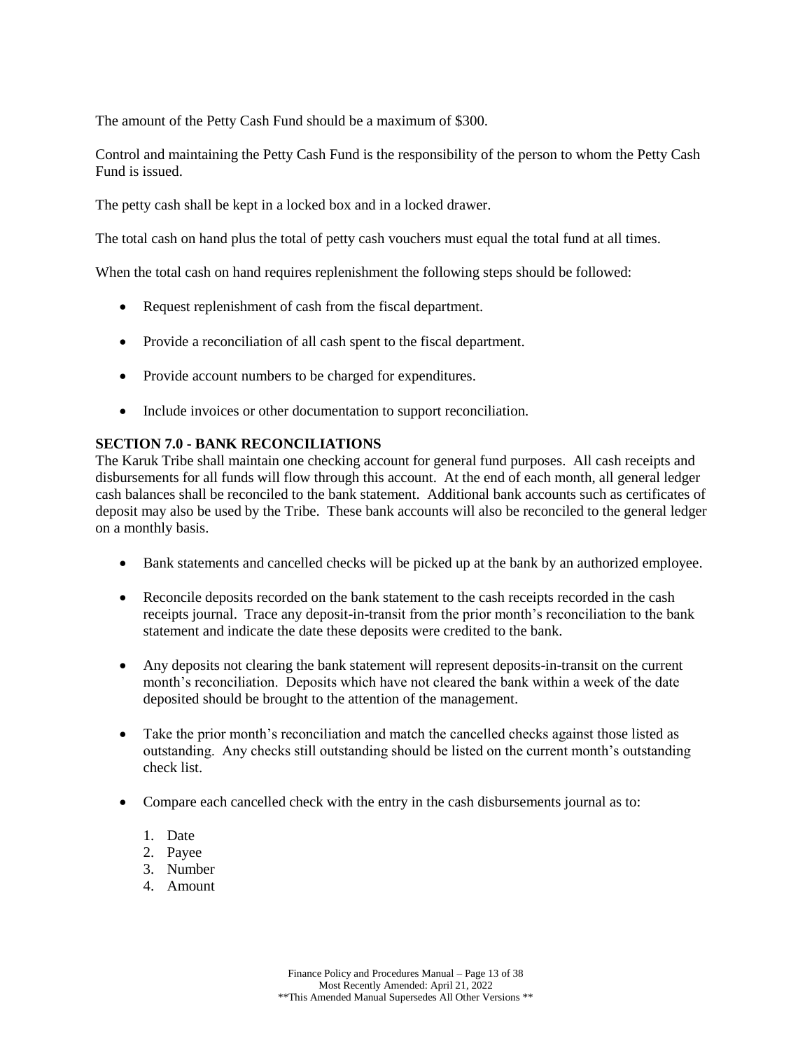The amount of the Petty Cash Fund should be a maximum of $300.

Control and maintaining the Petty Cash Fund is the responsibility of the person to whom the Petty Cash Fund is issued.

The petty cash shall be kept in a locked box and in a locked drawer.

The total cash on hand plus the total of petty cash vouchers must equal the total fund at all times.

When the total cash on hand requires replenishment the following steps should be followed:

- Request replenishment of cash from the fiscal department.
- Provide a reconciliation of all cash spent to the fiscal department.
- Provide account numbers to be charged for expenditures.
- Include invoices or other documentation to support reconciliation.

## SECTION 7.0 - BANK RECONCILIATIONS

The Karuk Tribe shall maintain one checking account for general fund purposes. All cash receipts and disbursements for all funds will flow through this account. At the end of each month, all general ledger cash balances shall be reconciled to the bank statement. Additional bank accounts such as certificates of deposit may also be used by the Tribe. These bank accounts will also be reconciled to the general ledger on a monthly basis.

- Bank statements and cancelled checks will be picked up at the bank by an authorized employee.
- Reconcile deposits recorded on the bank statement to the cash receipts recorded in the cash receipts journal. Trace any deposit-in-transit from the prior month's reconciliation to the bank statement and indicate the date these deposits were credited to the bank.
- Any deposits not clearing the bank statement will represent deposits-in-transit on the current month's reconciliation. Deposits which have not cleared the bank within a week of the date deposited should be brought to the attention of the management.
- Take the prior month's reconciliation and match the cancelled checks against those listed as outstanding. Any checks still outstanding should be listed on the current month's outstanding check list.
- Compare each cancelled check with the entry in the cash disbursements journal as to:
  1. Date
  2. Payee
  3. Number
  4. Amount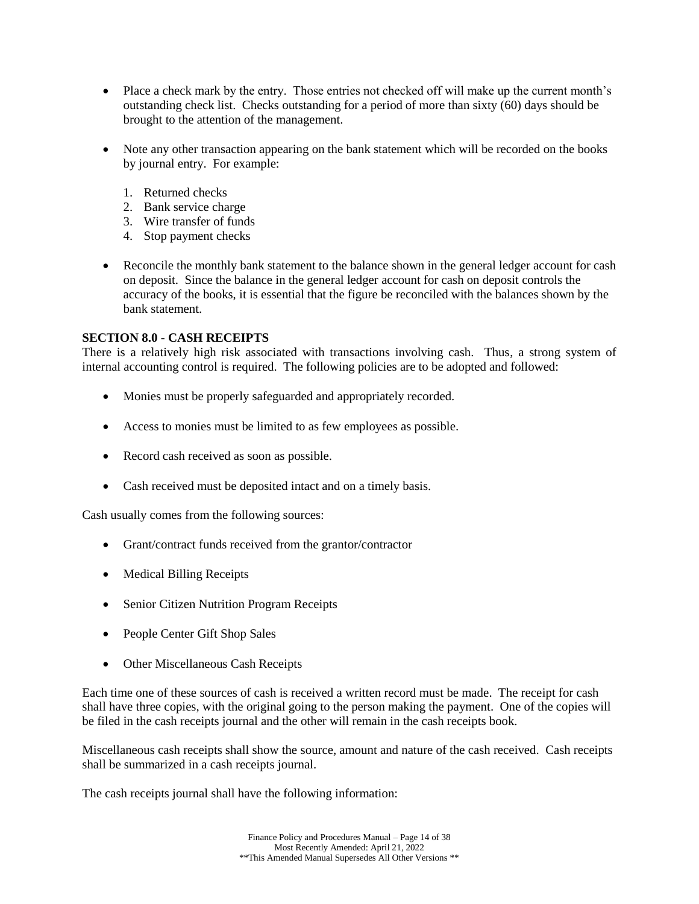- Place a check mark by the entry. Those entries not checked off will make up the current month's outstanding check list. Checks outstanding for a period of more than sixty (60) days should be brought to the attention of the management.

- Note any other transaction appearing on the bank statement which will be recorded on the books by journal entry. For example:

  1. Returned checks
  2. Bank service charge
  3. Wire transfer of funds
  4. Stop payment checks

- Reconcile the monthly bank statement to the balance shown in the general ledger account for cash on deposit. Since the balance in the general ledger account for cash on deposit controls the accuracy of the books, it is essential that the figure be reconciled with the balances shown by the bank statement.

## SECTION 8.0 - CASH RECEIPTS

There is a relatively high risk associated with transactions involving cash. Thus, a strong system of internal accounting control is required. The following policies are to be adopted and followed:

- Monies must be properly safeguarded and appropriately recorded.

- Access to monies must be limited to as few employees as possible.

- Record cash received as soon as possible.

- Cash received must be deposited intact and on a timely basis.

Cash usually comes from the following sources:

- Grant/contract funds received from the grantor/contractor

- Medical Billing Receipts

- Senior Citizen Nutrition Program Receipts

- People Center Gift Shop Sales

- Other Miscellaneous Cash Receipts

Each time one of these sources of cash is received a written record must be made. The receipt for cash shall have three copies, with the original going to the person making the payment. One of the copies will be filed in the cash receipts journal and the other will remain in the cash receipts book.

Miscellaneous cash receipts shall show the source, amount and nature of the cash received. Cash receipts shall be summarized in a cash receipts journal.

The cash receipts journal shall have the following information: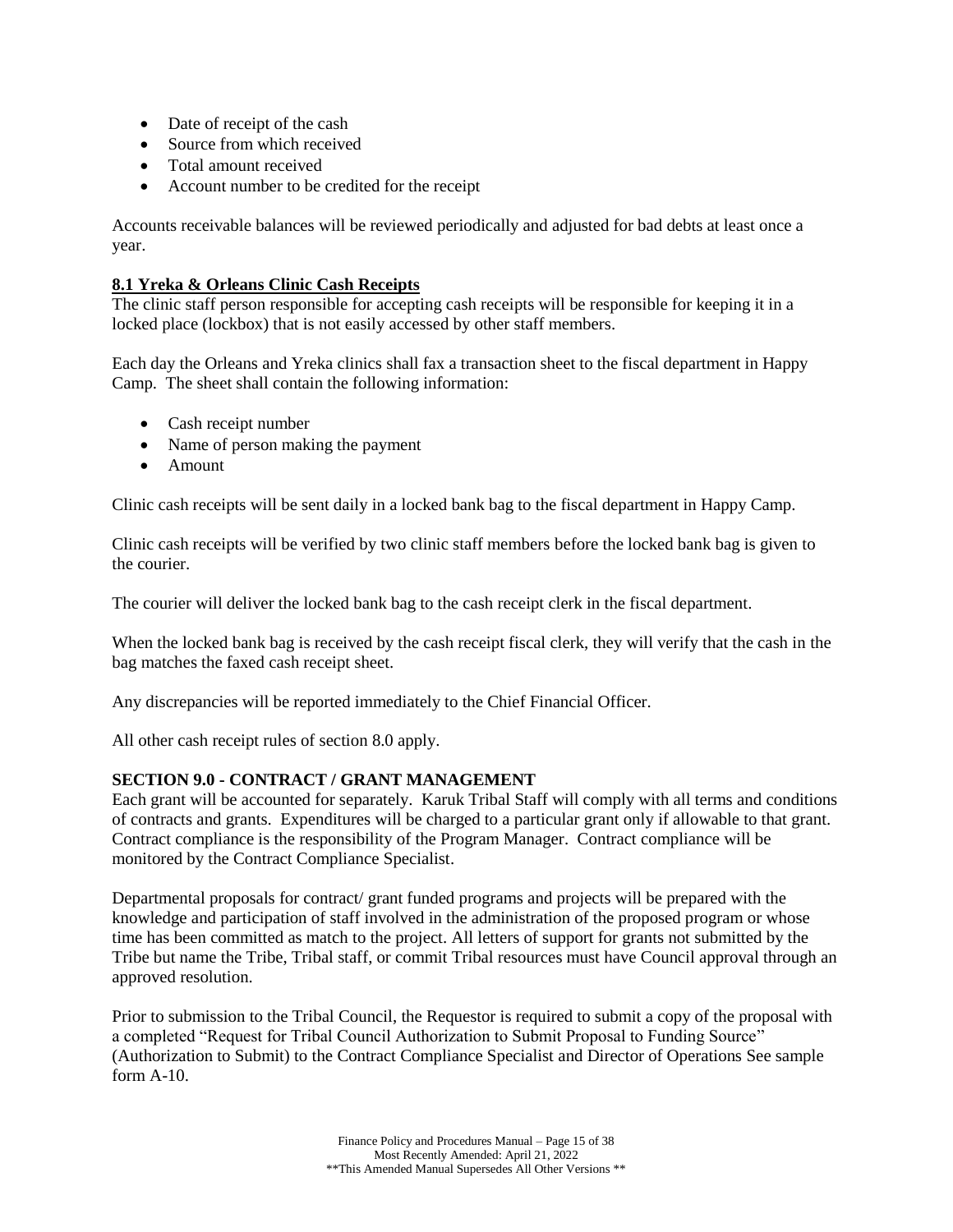- Date of receipt of the cash
- Source from which received
- Total amount received
- Account number to be credited for the receipt

Accounts receivable balances will be reviewed periodically and adjusted for bad debts at least once a year.

**8.1 Yreka & Orleans Clinic Cash Receipts**

The clinic staff person responsible for accepting cash receipts will be responsible for keeping it in a locked place (lockbox) that is not easily accessed by other staff members.

Each day the Orleans and Yreka clinics shall fax a transaction sheet to the fiscal department in Happy Camp. The sheet shall contain the following information:

- Cash receipt number
- Name of person making the payment
- Amount

Clinic cash receipts will be sent daily in a locked bank bag to the fiscal department in Happy Camp.

Clinic cash receipts will be verified by two clinic staff members before the locked bank bag is given to the courier.

The courier will deliver the locked bank bag to the cash receipt clerk in the fiscal department.

When the locked bank bag is received by the cash receipt fiscal clerk, they will verify that the cash in the bag matches the faxed cash receipt sheet.

Any discrepancies will be reported immediately to the Chief Financial Officer.

All other cash receipt rules of section 8.0 apply.

## SECTION 9.0 - CONTRACT / GRANT MANAGEMENT

Each grant will be accounted for separately. Karuk Tribal Staff will comply with all terms and conditions of contracts and grants. Expenditures will be charged to a particular grant only if allowable to that grant. Contract compliance is the responsibility of the Program Manager. Contract compliance will be monitored by the Contract Compliance Specialist.

Departmental proposals for contract/ grant funded programs and projects will be prepared with the knowledge and participation of staff involved in the administration of the proposed program or whose time has been committed as match to the project. All letters of support for grants not submitted by the Tribe but name the Tribe, Tribal staff, or commit Tribal resources must have Council approval through an approved resolution.

Prior to submission to the Tribal Council, the Requestor is required to submit a copy of the proposal with a completed "Request for Tribal Council Authorization to Submit Proposal to Funding Source" (Authorization to Submit) to the Contract Compliance Specialist and Director of Operations See sample form A-10.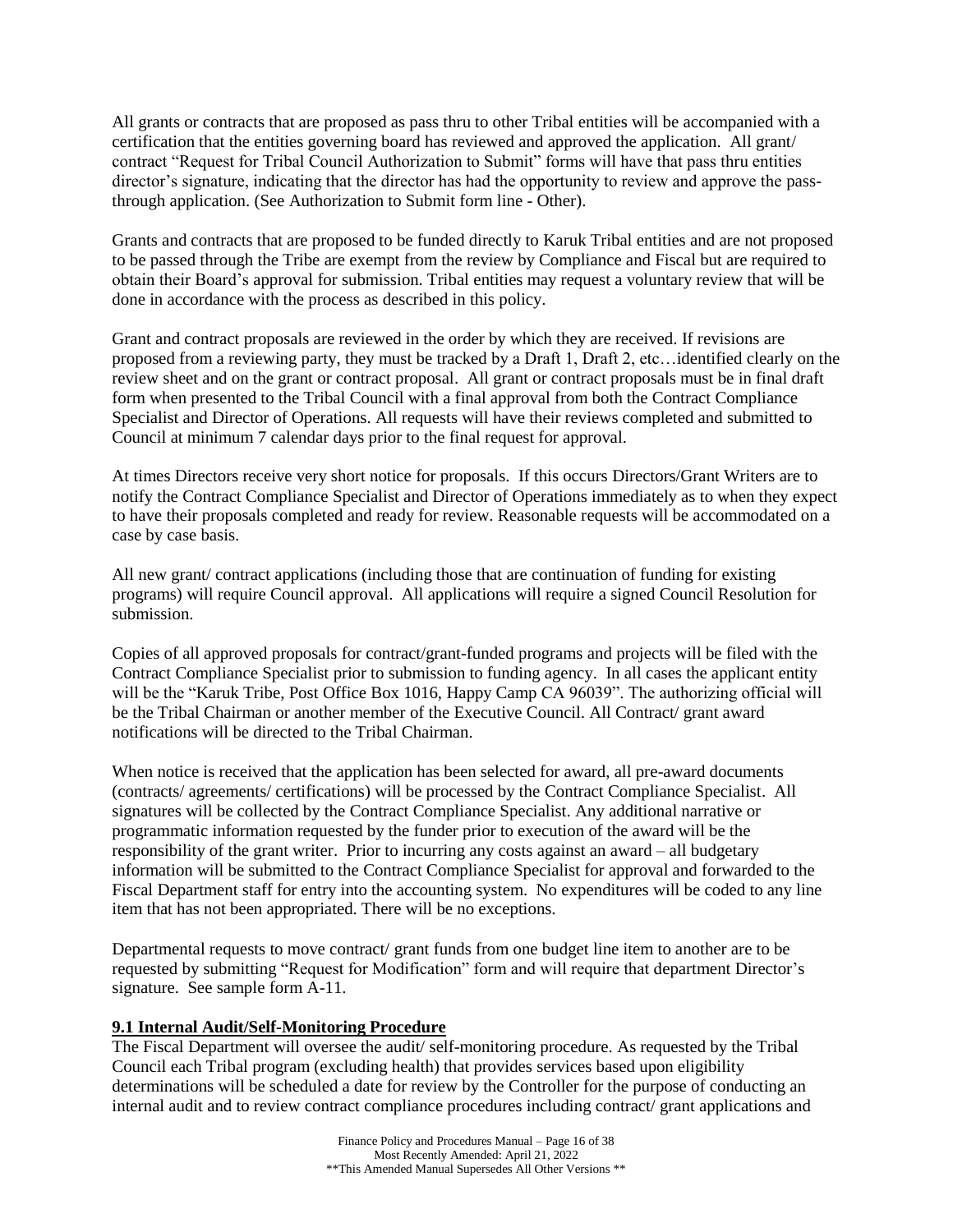All grants or contracts that are proposed as pass thru to other Tribal entities will be accompanied with a certification that the entities governing board has reviewed and approved the application. All grant/ contract "Request for Tribal Council Authorization to Submit" forms will have that pass thru entities director's signature, indicating that the director has had the opportunity to review and approve the pass-through application. (See Authorization to Submit form line - Other).

Grants and contracts that are proposed to be funded directly to Karuk Tribal entities and are not proposed to be passed through the Tribe are exempt from the review by Compliance and Fiscal but are required to obtain their Board's approval for submission. Tribal entities may request a voluntary review that will be done in accordance with the process as described in this policy.

Grant and contract proposals are reviewed in the order by which they are received. If revisions are proposed from a reviewing party, they must be tracked by a Draft 1, Draft 2, etc…identified clearly on the review sheet and on the grant or contract proposal. All grant or contract proposals must be in final draft form when presented to the Tribal Council with a final approval from both the Contract Compliance Specialist and Director of Operations. All requests will have their reviews completed and submitted to Council at minimum 7 calendar days prior to the final request for approval.

At times Directors receive very short notice for proposals. If this occurs Directors/Grant Writers are to notify the Contract Compliance Specialist and Director of Operations immediately as to when they expect to have their proposals completed and ready for review. Reasonable requests will be accommodated on a case by case basis.

All new grant/ contract applications (including those that are continuation of funding for existing programs) will require Council approval. All applications will require a signed Council Resolution for submission.

Copies of all approved proposals for contract/grant-funded programs and projects will be filed with the Contract Compliance Specialist prior to submission to funding agency. In all cases the applicant entity will be the "Karuk Tribe, Post Office Box 1016, Happy Camp CA 96039". The authorizing official will be the Tribal Chairman or another member of the Executive Council. All Contract/ grant award notifications will be directed to the Tribal Chairman.

When notice is received that the application has been selected for award, all pre-award documents (contracts/ agreements/ certifications) will be processed by the Contract Compliance Specialist. All signatures will be collected by the Contract Compliance Specialist. Any additional narrative or programmatic information requested by the funder prior to execution of the award will be the responsibility of the grant writer. Prior to incurring any costs against an award – all budgetary information will be submitted to the Contract Compliance Specialist for approval and forwarded to the Fiscal Department staff for entry into the accounting system. No expenditures will be coded to any line item that has not been appropriated. There will be no exceptions.

Departmental requests to move contract/ grant funds from one budget line item to another are to be requested by submitting "Request for Modification" form and will require that department Director's signature. See sample form A-11.

## 9.1 Internal Audit/Self-Monitoring Procedure

The Fiscal Department will oversee the audit/ self-monitoring procedure. As requested by the Tribal Council each Tribal program (excluding health) that provides services based upon eligibility determinations will be scheduled a date for review by the Controller for the purpose of conducting an internal audit and to review contract compliance procedures including contract/ grant applications and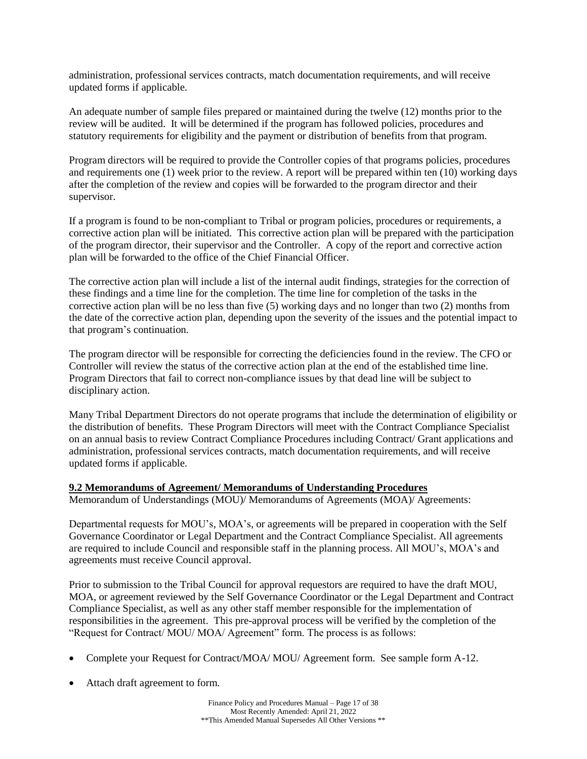administration, professional services contracts, match documentation requirements, and will receive updated forms if applicable.

An adequate number of sample files prepared or maintained during the twelve (12) months prior to the review will be audited. It will be determined if the program has followed policies, procedures and statutory requirements for eligibility and the payment or distribution of benefits from that program.

Program directors will be required to provide the Controller copies of that programs policies, procedures and requirements one (1) week prior to the review. A report will be prepared within ten (10) working days after the completion of the review and copies will be forwarded to the program director and their supervisor.

If a program is found to be non-compliant to Tribal or program policies, procedures or requirements, a corrective action plan will be initiated. This corrective action plan will be prepared with the participation of the program director, their supervisor and the Controller. A copy of the report and corrective action plan will be forwarded to the office of the Chief Financial Officer.

The corrective action plan will include a list of the internal audit findings, strategies for the correction of these findings and a time line for the completion. The time line for completion of the tasks in the corrective action plan will be no less than five (5) working days and no longer than two (2) months from the date of the corrective action plan, depending upon the severity of the issues and the potential impact to that program's continuation.

The program director will be responsible for correcting the deficiencies found in the review. The CFO or Controller will review the status of the corrective action plan at the end of the established time line. Program Directors that fail to correct non-compliance issues by that dead line will be subject to disciplinary action.

Many Tribal Department Directors do not operate programs that include the determination of eligibility or the distribution of benefits. These Program Directors will meet with the Contract Compliance Specialist on an annual basis to review Contract Compliance Procedures including Contract/ Grant applications and administration, professional services contracts, match documentation requirements, and will receive updated forms if applicable.

**9.2 Memorandums of Agreement/ Memorandums of Understanding Procedures**

Memorandum of Understandings (MOU)/ Memorandums of Agreements (MOA)/ Agreements:

Departmental requests for MOU's, MOA's, or agreements will be prepared in cooperation with the Self Governance Coordinator or Legal Department and the Contract Compliance Specialist. All agreements are required to include Council and responsible staff in the planning process. All MOU's, MOA's and agreements must receive Council approval.

Prior to submission to the Tribal Council for approval requestors are required to have the draft MOU, MOA, or agreement reviewed by the Self Governance Coordinator or the Legal Department and Contract Compliance Specialist, as well as any other staff member responsible for the implementation of responsibilities in the agreement. This pre-approval process will be verified by the completion of the "Request for Contract/ MOU/ MOA/ Agreement" form. The process is as follows:

- Complete your Request for Contract/MOA/ MOU/ Agreement form. See sample form A-12.
- Attach draft agreement to form.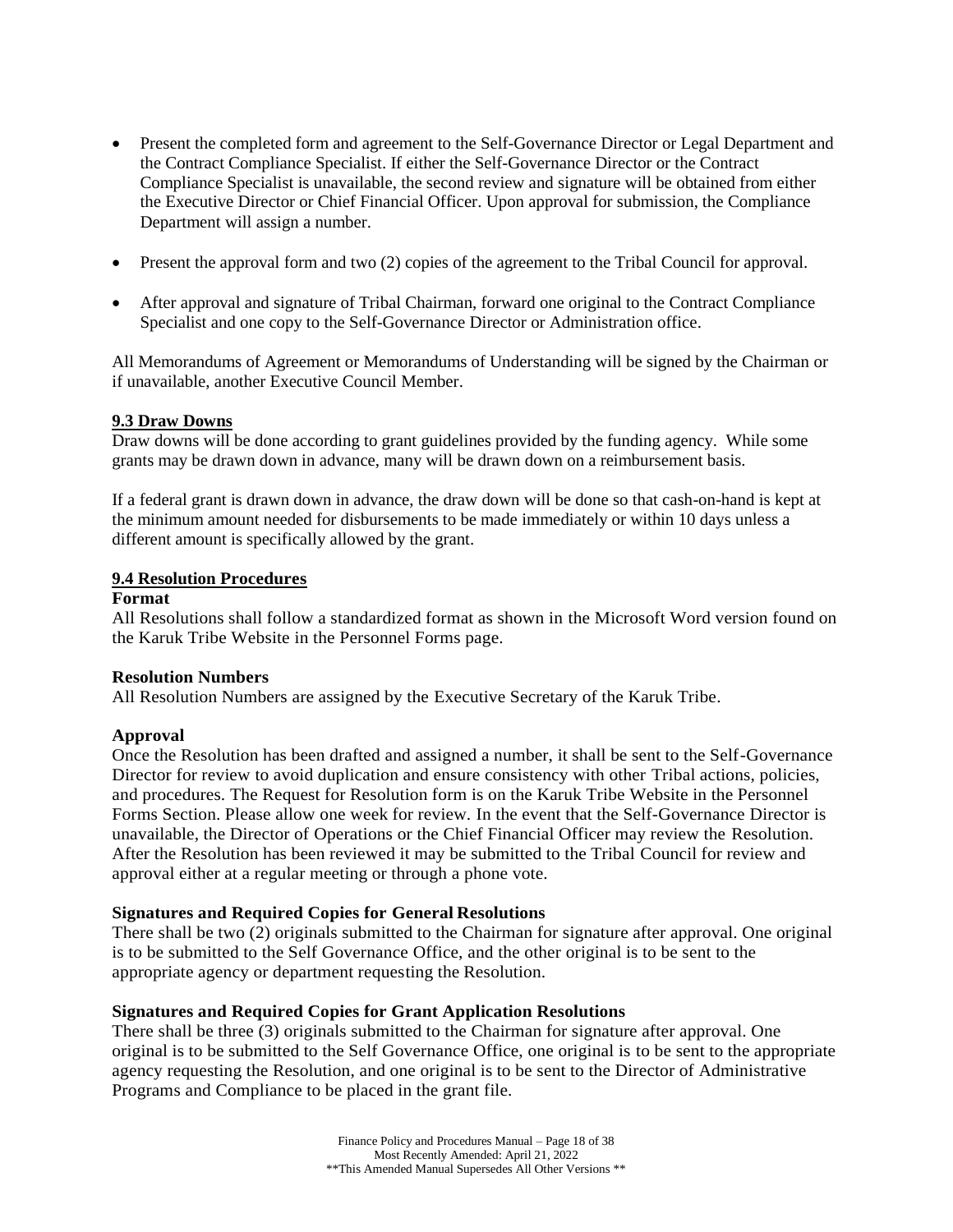- Present the completed form and agreement to the Self-Governance Director or Legal Department and the Contract Compliance Specialist. If either the Self-Governance Director or the Contract Compliance Specialist is unavailable, the second review and signature will be obtained from either the Executive Director or Chief Financial Officer. Upon approval for submission, the Compliance Department will assign a number.

- Present the approval form and two (2) copies of the agreement to the Tribal Council for approval.

- After approval and signature of Tribal Chairman, forward one original to the Contract Compliance Specialist and one copy to the Self-Governance Director or Administration office.

All Memorandums of Agreement or Memorandums of Understanding will be signed by the Chairman or if unavailable, another Executive Council Member.

## 9.3 Draw Downs

Draw downs will be done according to grant guidelines provided by the funding agency. While some grants may be drawn down in advance, many will be drawn down on a reimbursement basis.

If a federal grant is drawn down in advance, the draw down will be done so that cash-on-hand is kept at the minimum amount needed for disbursements to be made immediately or within 10 days unless a different amount is specifically allowed by the grant.

## 9.4 Resolution Procedures

### Format

All Resolutions shall follow a standardized format as shown in the Microsoft Word version found on the Karuk Tribe Website in the Personnel Forms page.

### Resolution Numbers

All Resolution Numbers are assigned by the Executive Secretary of the Karuk Tribe.

### Approval

Once the Resolution has been drafted and assigned a number, it shall be sent to the Self-Governance Director for review to avoid duplication and ensure consistency with other Tribal actions, policies, and procedures. The Request for Resolution form is on the Karuk Tribe Website in the Personnel Forms Section. Please allow one week for review. In the event that the Self-Governance Director is unavailable, the Director of Operations or the Chief Financial Officer may review the Resolution. After the Resolution has been reviewed it may be submitted to the Tribal Council for review and approval either at a regular meeting or through a phone vote.

### Signatures and Required Copies for General Resolutions

There shall be two (2) originals submitted to the Chairman for signature after approval. One original is to be submitted to the Self Governance Office, and the other original is to be sent to the appropriate agency or department requesting the Resolution.

### Signatures and Required Copies for Grant Application Resolutions

There shall be three (3) originals submitted to the Chairman for signature after approval. One original is to be submitted to the Self Governance Office, one original is to be sent to the appropriate agency requesting the Resolution, and one original is to be sent to the Director of Administrative Programs and Compliance to be placed in the grant file.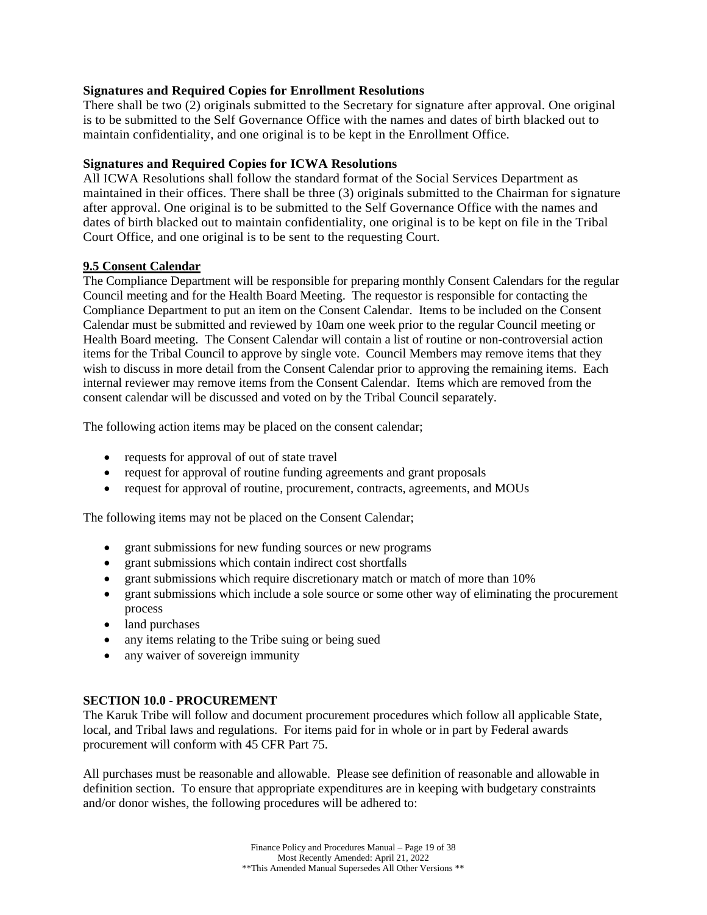**Signatures and Required Copies for Enrollment Resolutions**
There shall be two (2) originals submitted to the Secretary for signature after approval. One original is to be submitted to the Self Governance Office with the names and dates of birth blacked out to maintain confidentiality, and one original is to be kept in the Enrollment Office.

**Signatures and Required Copies for ICWA Resolutions**
All ICWA Resolutions shall follow the standard format of the Social Services Department as maintained in their offices. There shall be three (3) originals submitted to the Chairman for signature after approval. One original is to be submitted to the Self Governance Office with the names and dates of birth blacked out to maintain confidentiality, one original is to be kept on file in the Tribal Court Office, and one original is to be sent to the requesting Court.

### 9.5 Consent Calendar

The Compliance Department will be responsible for preparing monthly Consent Calendars for the regular Council meeting and for the Health Board Meeting. The requestor is responsible for contacting the Compliance Department to put an item on the Consent Calendar. Items to be included on the Consent Calendar must be submitted and reviewed by 10am one week prior to the regular Council meeting or Health Board meeting. The Consent Calendar will contain a list of routine or non-controversial action items for the Tribal Council to approve by single vote. Council Members may remove items that they wish to discuss in more detail from the Consent Calendar prior to approving the remaining items. Each internal reviewer may remove items from the Consent Calendar. Items which are removed from the consent calendar will be discussed and voted on by the Tribal Council separately.

The following action items may be placed on the consent calendar;

- requests for approval of out of state travel
- request for approval of routine funding agreements and grant proposals
- request for approval of routine, procurement, contracts, agreements, and MOUs

The following items may not be placed on the Consent Calendar;

- grant submissions for new funding sources or new programs
- grant submissions which contain indirect cost shortfalls
- grant submissions which require discretionary match or match of more than 10%
- grant submissions which include a sole source or some other way of eliminating the procurement process
- land purchases
- any items relating to the Tribe suing or being sued
- any waiver of sovereign immunity

## SECTION 10.0 - PROCUREMENT

The Karuk Tribe will follow and document procurement procedures which follow all applicable State, local, and Tribal laws and regulations. For items paid for in whole or in part by Federal awards procurement will conform with 45 CFR Part 75.

All purchases must be reasonable and allowable. Please see definition of reasonable and allowable in definition section. To ensure that appropriate expenditures are in keeping with budgetary constraints and/or donor wishes, the following procedures will be adhered to: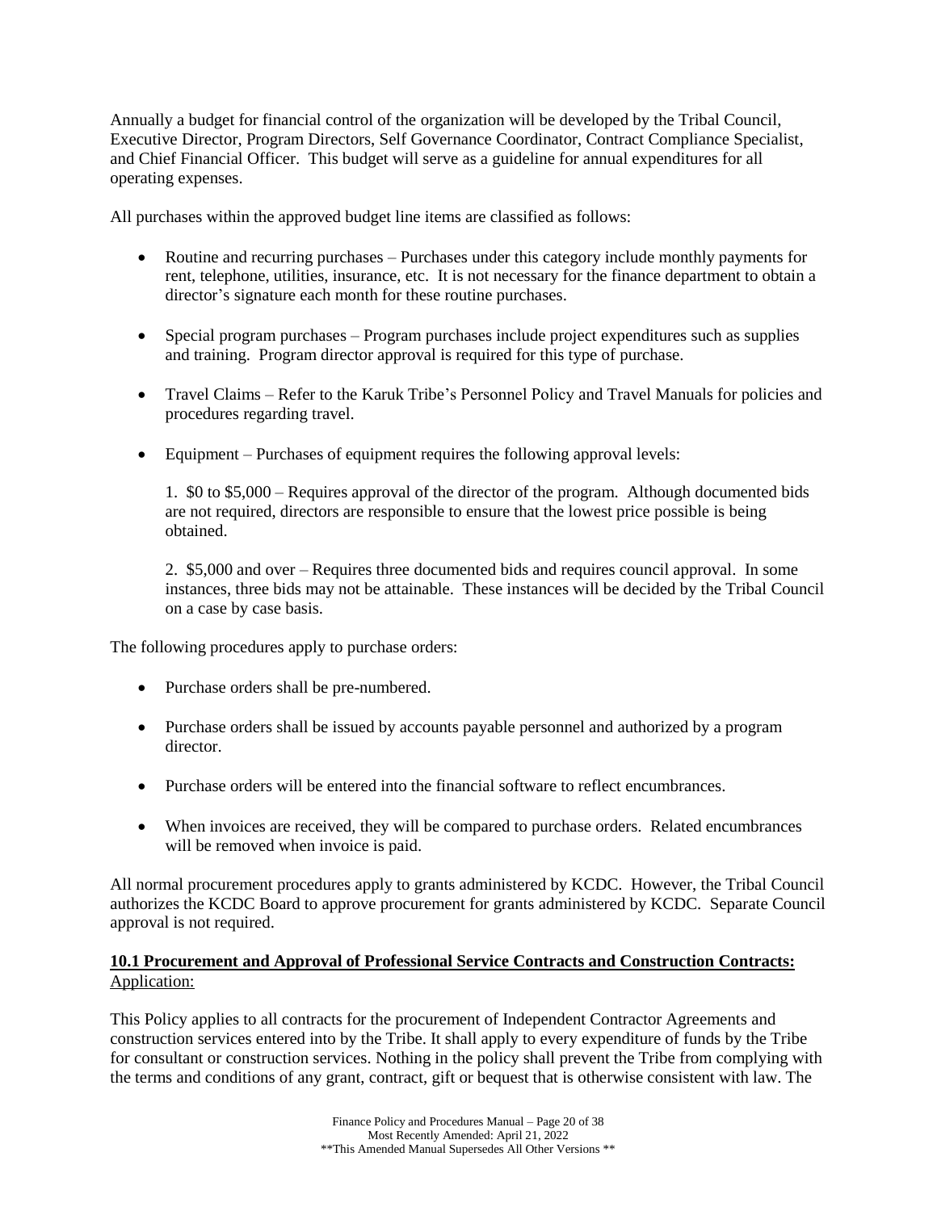Annually a budget for financial control of the organization will be developed by the Tribal Council, Executive Director, Program Directors, Self Governance Coordinator, Contract Compliance Specialist, and Chief Financial Officer. This budget will serve as a guideline for annual expenditures for all operating expenses.

All purchases within the approved budget line items are classified as follows:

- Routine and recurring purchases – Purchases under this category include monthly payments for rent, telephone, utilities, insurance, etc. It is not necessary for the finance department to obtain a director's signature each month for these routine purchases.

- Special program purchases – Program purchases include project expenditures such as supplies and training. Program director approval is required for this type of purchase.

- Travel Claims – Refer to the Karuk Tribe's Personnel Policy and Travel Manuals for policies and procedures regarding travel.

- Equipment – Purchases of equipment requires the following approval levels:

  1. $0 to $5,000 – Requires approval of the director of the program. Although documented bids are not required, directors are responsible to ensure that the lowest price possible is being obtained.

  2. $5,000 and over – Requires three documented bids and requires council approval. In some instances, three bids may not be attainable. These instances will be decided by the Tribal Council on a case by case basis.

The following procedures apply to purchase orders:

- Purchase orders shall be pre-numbered.

- Purchase orders shall be issued by accounts payable personnel and authorized by a program director.

- Purchase orders will be entered into the financial software to reflect encumbrances.

- When invoices are received, they will be compared to purchase orders. Related encumbrances will be removed when invoice is paid.

All normal procurement procedures apply to grants administered by KCDC. However, the Tribal Council authorizes the KCDC Board to approve procurement for grants administered by KCDC. Separate Council approval is not required.

## 10.1 Procurement and Approval of Professional Service Contracts and Construction Contracts:

Application:

This Policy applies to all contracts for the procurement of Independent Contractor Agreements and construction services entered into by the Tribe. It shall apply to every expenditure of funds by the Tribe for consultant or construction services. Nothing in the policy shall prevent the Tribe from complying with the terms and conditions of any grant, contract, gift or bequest that is otherwise consistent with law. The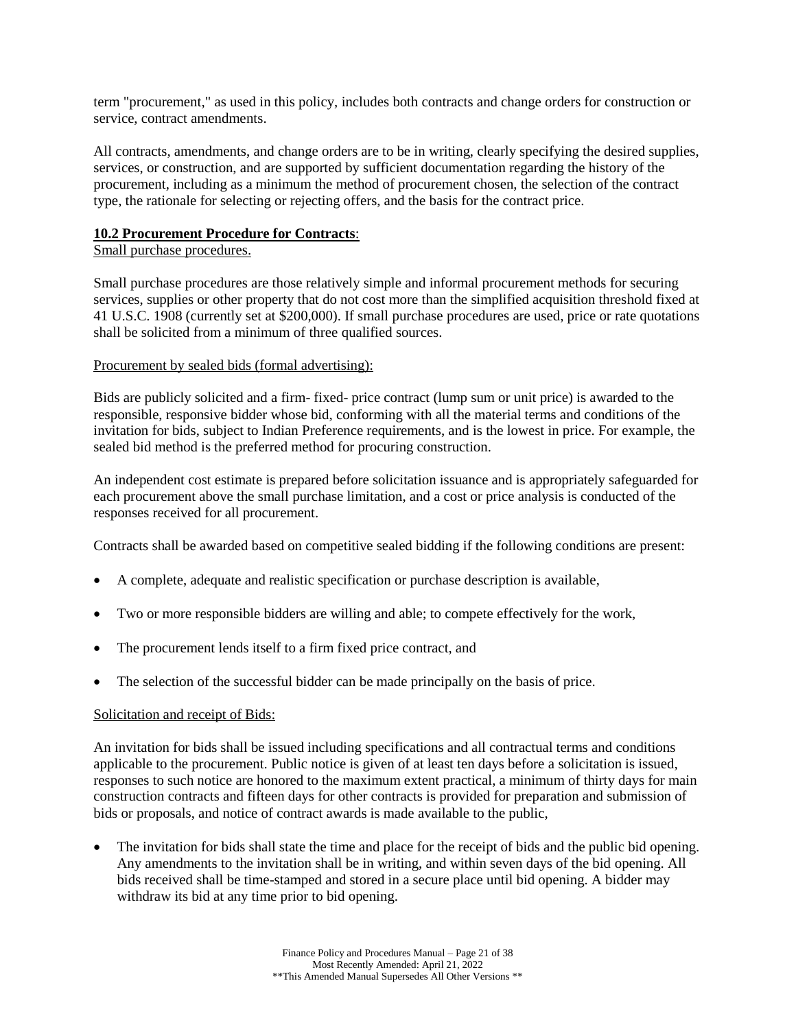term "procurement," as used in this policy, includes both contracts and change orders for construction or service, contract amendments.

All contracts, amendments, and change orders are to be in writing, clearly specifying the desired supplies, services, or construction, and are supported by sufficient documentation regarding the history of the procurement, including as a minimum the method of procurement chosen, the selection of the contract type, the rationale for selecting or rejecting offers, and the basis for the contract price.

**10.2 Procurement Procedure for Contracts**:

Small purchase procedures.

Small purchase procedures are those relatively simple and informal procurement methods for securing services, supplies or other property that do not cost more than the simplified acquisition threshold fixed at 41 U.S.C. 1908 (currently set at $200,000). If small purchase procedures are used, price or rate quotations shall be solicited from a minimum of three qualified sources.

Procurement by sealed bids (formal advertising):

Bids are publicly solicited and a firm- fixed- price contract (lump sum or unit price) is awarded to the responsible, responsive bidder whose bid, conforming with all the material terms and conditions of the invitation for bids, subject to Indian Preference requirements, and is the lowest in price. For example, the sealed bid method is the preferred method for procuring construction.

An independent cost estimate is prepared before solicitation issuance and is appropriately safeguarded for each procurement above the small purchase limitation, and a cost or price analysis is conducted of the responses received for all procurement.

Contracts shall be awarded based on competitive sealed bidding if the following conditions are present:

- A complete, adequate and realistic specification or purchase description is available,
- Two or more responsible bidders are willing and able; to compete effectively for the work,
- The procurement lends itself to a firm fixed price contract, and
- The selection of the successful bidder can be made principally on the basis of price.

Solicitation and receipt of Bids:

An invitation for bids shall be issued including specifications and all contractual terms and conditions applicable to the procurement. Public notice is given of at least ten days before a solicitation is issued, responses to such notice are honored to the maximum extent practical, a minimum of thirty days for main construction contracts and fifteen days for other contracts is provided for preparation and submission of bids or proposals, and notice of contract awards is made available to the public,

- The invitation for bids shall state the time and place for the receipt of bids and the public bid opening. Any amendments to the invitation shall be in writing, and within seven days of the bid opening. All bids received shall be time-stamped and stored in a secure place until bid opening. A bidder may withdraw its bid at any time prior to bid opening.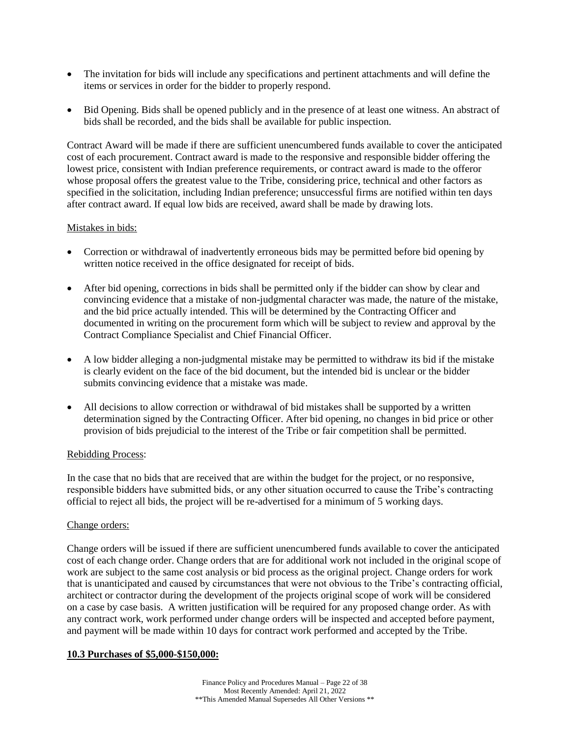- The invitation for bids will include any specifications and pertinent attachments and will define the items or services in order for the bidder to properly respond.
- Bid Opening. Bids shall be opened publicly and in the presence of at least one witness. An abstract of bids shall be recorded, and the bids shall be available for public inspection.

Contract Award will be made if there are sufficient unencumbered funds available to cover the anticipated cost of each procurement. Contract award is made to the responsive and responsible bidder offering the lowest price, consistent with Indian preference requirements, or contract award is made to the offeror whose proposal offers the greatest value to the Tribe, considering price, technical and other factors as specified in the solicitation, including Indian preference; unsuccessful firms are notified within ten days after contract award. If equal low bids are received, award shall be made by drawing lots.

Mistakes in bids:

- Correction or withdrawal of inadvertently erroneous bids may be permitted before bid opening by written notice received in the office designated for receipt of bids.
- After bid opening, corrections in bids shall be permitted only if the bidder can show by clear and convincing evidence that a mistake of non-judgmental character was made, the nature of the mistake, and the bid price actually intended. This will be determined by the Contracting Officer and documented in writing on the procurement form which will be subject to review and approval by the Contract Compliance Specialist and Chief Financial Officer.
- A low bidder alleging a non-judgmental mistake may be permitted to withdraw its bid if the mistake is clearly evident on the face of the bid document, but the intended bid is unclear or the bidder submits convincing evidence that a mistake was made.
- All decisions to allow correction or withdrawal of bid mistakes shall be supported by a written determination signed by the Contracting Officer. After bid opening, no changes in bid price or other provision of bids prejudicial to the interest of the Tribe or fair competition shall be permitted.

Rebidding Process:

In the case that no bids that are received that are within the budget for the project, or no responsive, responsible bidders have submitted bids, or any other situation occurred to cause the Tribe's contracting official to reject all bids, the project will be re-advertised for a minimum of 5 working days.

Change orders:

Change orders will be issued if there are sufficient unencumbered funds available to cover the anticipated cost of each change order. Change orders that are for additional work not included in the original scope of work are subject to the same cost analysis or bid process as the original project. Change orders for work that is unanticipated and caused by circumstances that were not obvious to the Tribe's contracting official, architect or contractor during the development of the projects original scope of work will be considered on a case by case basis. A written justification will be required for any proposed change order. As with any contract work, work performed under change orders will be inspected and accepted before payment, and payment will be made within 10 days for contract work performed and accepted by the Tribe.

**10.3 Purchases of $5,000-$150,000:**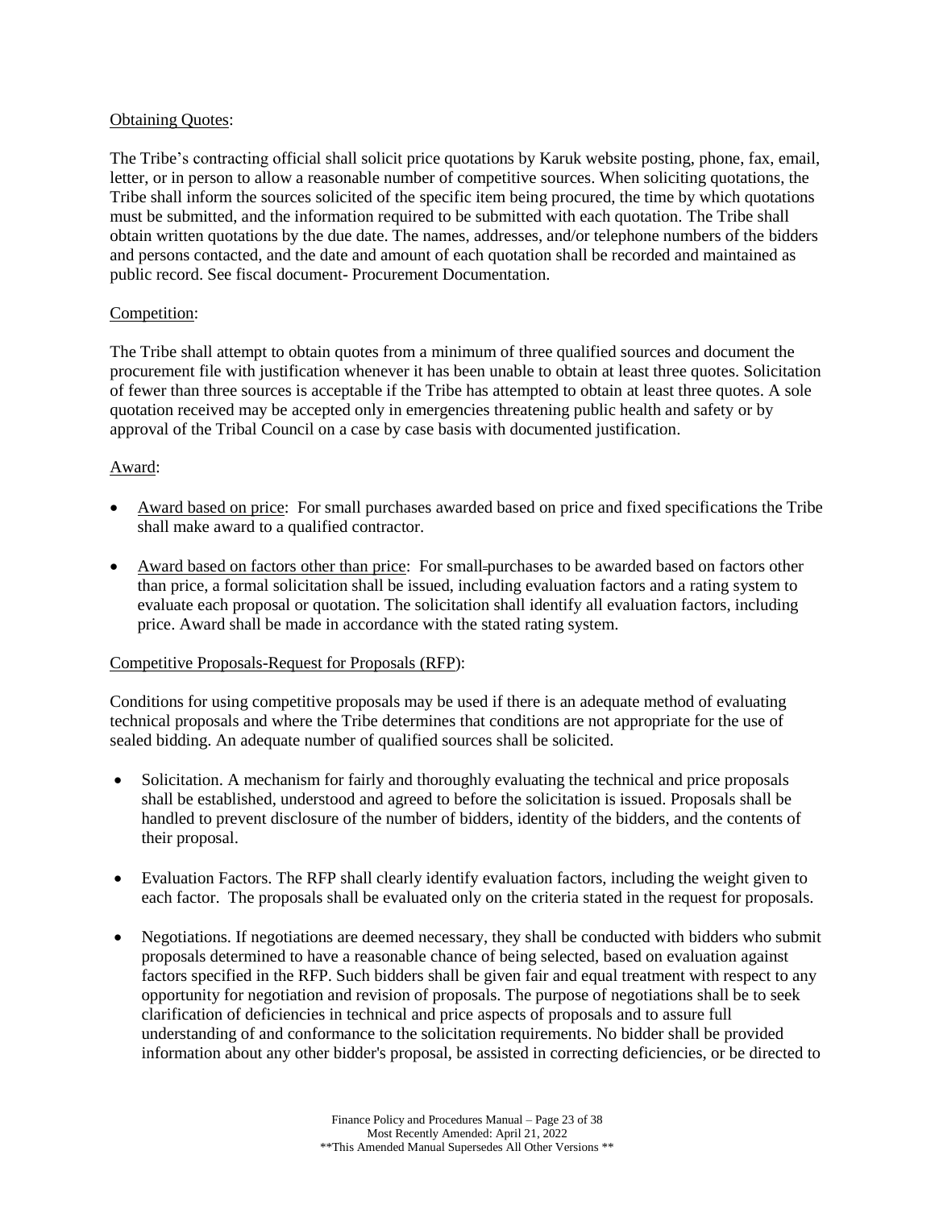Obtaining Quotes:

The Tribe's contracting official shall solicit price quotations by Karuk website posting, phone, fax, email, letter, or in person to allow a reasonable number of competitive sources. When soliciting quotations, the Tribe shall inform the sources solicited of the specific item being procured, the time by which quotations must be submitted, and the information required to be submitted with each quotation. The Tribe shall obtain written quotations by the due date. The names, addresses, and/or telephone numbers of the bidders and persons contacted, and the date and amount of each quotation shall be recorded and maintained as public record. See fiscal document- Procurement Documentation.

Competition:

The Tribe shall attempt to obtain quotes from a minimum of three qualified sources and document the procurement file with justification whenever it has been unable to obtain at least three quotes. Solicitation of fewer than three sources is acceptable if the Tribe has attempted to obtain at least three quotes. A sole quotation received may be accepted only in emergencies threatening public health and safety or by approval of the Tribal Council on a case by case basis with documented justification.

Award:

- Award based on price: For small purchases awarded based on price and fixed specifications the Tribe shall make award to a qualified contractor.
- Award based on factors other than price: For small purchases to be awarded based on factors other than price, a formal solicitation shall be issued, including evaluation factors and a rating system to evaluate each proposal or quotation. The solicitation shall identify all evaluation factors, including price. Award shall be made in accordance with the stated rating system.

Competitive Proposals-Request for Proposals (RFP):

Conditions for using competitive proposals may be used if there is an adequate method of evaluating technical proposals and where the Tribe determines that conditions are not appropriate for the use of sealed bidding. An adequate number of qualified sources shall be solicited.

- Solicitation. A mechanism for fairly and thoroughly evaluating the technical and price proposals shall be established, understood and agreed to before the solicitation is issued. Proposals shall be handled to prevent disclosure of the number of bidders, identity of the bidders, and the contents of their proposal.
- Evaluation Factors. The RFP shall clearly identify evaluation factors, including the weight given to each factor. The proposals shall be evaluated only on the criteria stated in the request for proposals.
- Negotiations. If negotiations are deemed necessary, they shall be conducted with bidders who submit proposals determined to have a reasonable chance of being selected, based on evaluation against factors specified in the RFP. Such bidders shall be given fair and equal treatment with respect to any opportunity for negotiation and revision of proposals. The purpose of negotiations shall be to seek clarification of deficiencies in technical and price aspects of proposals and to assure full understanding of and conformance to the solicitation requirements. No bidder shall be provided information about any other bidder's proposal, be assisted in correcting deficiencies, or be directed to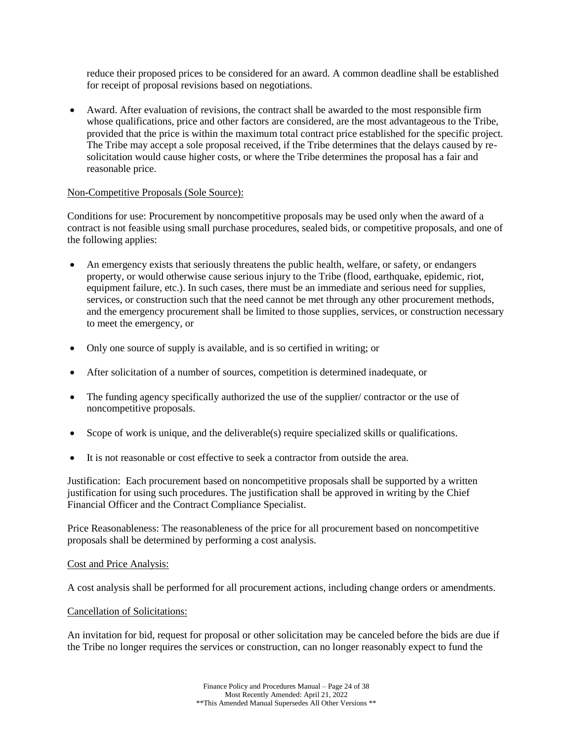reduce their proposed prices to be considered for an award. A common deadline shall be established for receipt of proposal revisions based on negotiations.

- Award. After evaluation of revisions, the contract shall be awarded to the most responsible firm whose qualifications, price and other factors are considered, are the most advantageous to the Tribe, provided that the price is within the maximum total contract price established for the specific project. The Tribe may accept a sole proposal received, if the Tribe determines that the delays caused by re-solicitation would cause higher costs, or where the Tribe determines the proposal has a fair and reasonable price.

Non-Competitive Proposals (Sole Source):

Conditions for use: Procurement by noncompetitive proposals may be used only when the award of a contract is not feasible using small purchase procedures, sealed bids, or competitive proposals, and one of the following applies:

- An emergency exists that seriously threatens the public health, welfare, or safety, or endangers property, or would otherwise cause serious injury to the Tribe (flood, earthquake, epidemic, riot, equipment failure, etc.). In such cases, there must be an immediate and serious need for supplies, services, or construction such that the need cannot be met through any other procurement methods, and the emergency procurement shall be limited to those supplies, services, or construction necessary to meet the emergency, or
- Only one source of supply is available, and is so certified in writing; or
- After solicitation of a number of sources, competition is determined inadequate, or
- The funding agency specifically authorized the use of the supplier/ contractor or the use of noncompetitive proposals.
- Scope of work is unique, and the deliverable(s) require specialized skills or qualifications.
- It is not reasonable or cost effective to seek a contractor from outside the area.

Justification: Each procurement based on noncompetitive proposals shall be supported by a written justification for using such procedures. The justification shall be approved in writing by the Chief Financial Officer and the Contract Compliance Specialist.

Price Reasonableness: The reasonableness of the price for all procurement based on noncompetitive proposals shall be determined by performing a cost analysis.

Cost and Price Analysis:

A cost analysis shall be performed for all procurement actions, including change orders or amendments.

Cancellation of Solicitations:

An invitation for bid, request for proposal or other solicitation may be canceled before the bids are due if the Tribe no longer requires the services or construction, can no longer reasonably expect to fund the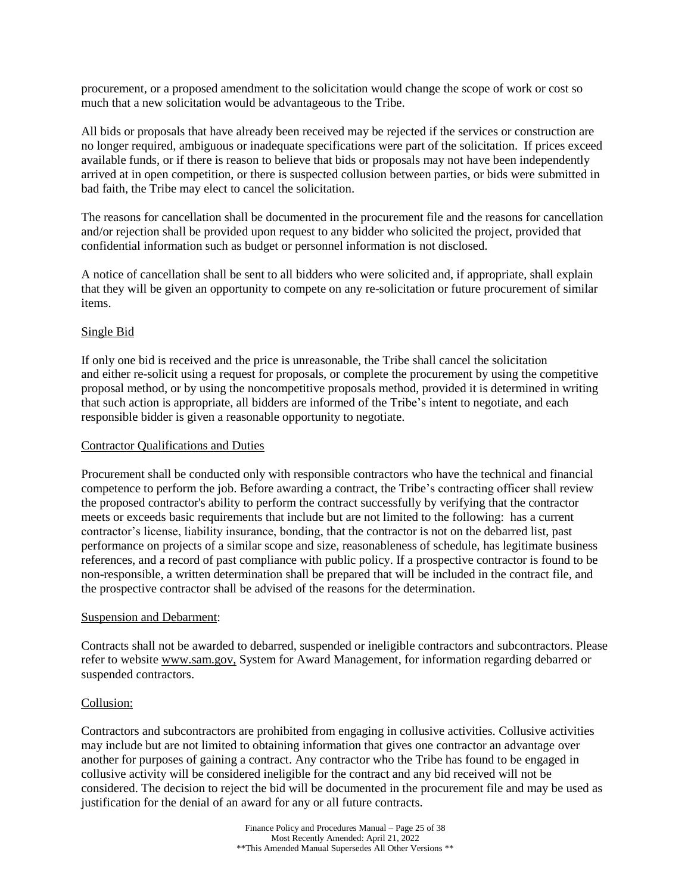procurement, or a proposed amendment to the solicitation would change the scope of work or cost so much that a new solicitation would be advantageous to the Tribe.

All bids or proposals that have already been received may be rejected if the services or construction are no longer required, ambiguous or inadequate specifications were part of the solicitation. If prices exceed available funds, or if there is reason to believe that bids or proposals may not have been independently arrived at in open competition, or there is suspected collusion between parties, or bids were submitted in bad faith, the Tribe may elect to cancel the solicitation.

The reasons for cancellation shall be documented in the procurement file and the reasons for cancellation and/or rejection shall be provided upon request to any bidder who solicited the project, provided that confidential information such as budget or personnel information is not disclosed.

A notice of cancellation shall be sent to all bidders who were solicited and, if appropriate, shall explain that they will be given an opportunity to compete on any re-solicitation or future procurement of similar items.

<u>Single Bid</u>

If only one bid is received and the price is unreasonable, the Tribe shall cancel the solicitation and either re-solicit using a request for proposals, or complete the procurement by using the competitive proposal method, or by using the noncompetitive proposals method, provided it is determined in writing that such action is appropriate, all bidders are informed of the Tribe's intent to negotiate, and each responsible bidder is given a reasonable opportunity to negotiate.

<u>Contractor Qualifications and Duties</u>

Procurement shall be conducted only with responsible contractors who have the technical and financial competence to perform the job. Before awarding a contract, the Tribe's contracting officer shall review the proposed contractor's ability to perform the contract successfully by verifying that the contractor meets or exceeds basic requirements that include but are not limited to the following: has a current contractor's license, liability insurance, bonding, that the contractor is not on the debarred list, past performance on projects of a similar scope and size, reasonableness of schedule, has legitimate business references, and a record of past compliance with public policy. If a prospective contractor is found to be non-responsible, a written determination shall be prepared that will be included in the contract file, and the prospective contractor shall be advised of the reasons for the determination.

<u>Suspension and Debarment</u>:

Contracts shall not be awarded to debarred, suspended or ineligible contractors and subcontractors. Please refer to website www.sam.gov, System for Award Management, for information regarding debarred or suspended contractors.

<u>Collusion:</u>

Contractors and subcontractors are prohibited from engaging in collusive activities. Collusive activities may include but are not limited to obtaining information that gives one contractor an advantage over another for purposes of gaining a contract. Any contractor who the Tribe has found to be engaged in collusive activity will be considered ineligible for the contract and any bid received will not be considered. The decision to reject the bid will be documented in the procurement file and may be used as justification for the denial of an award for any or all future contracts.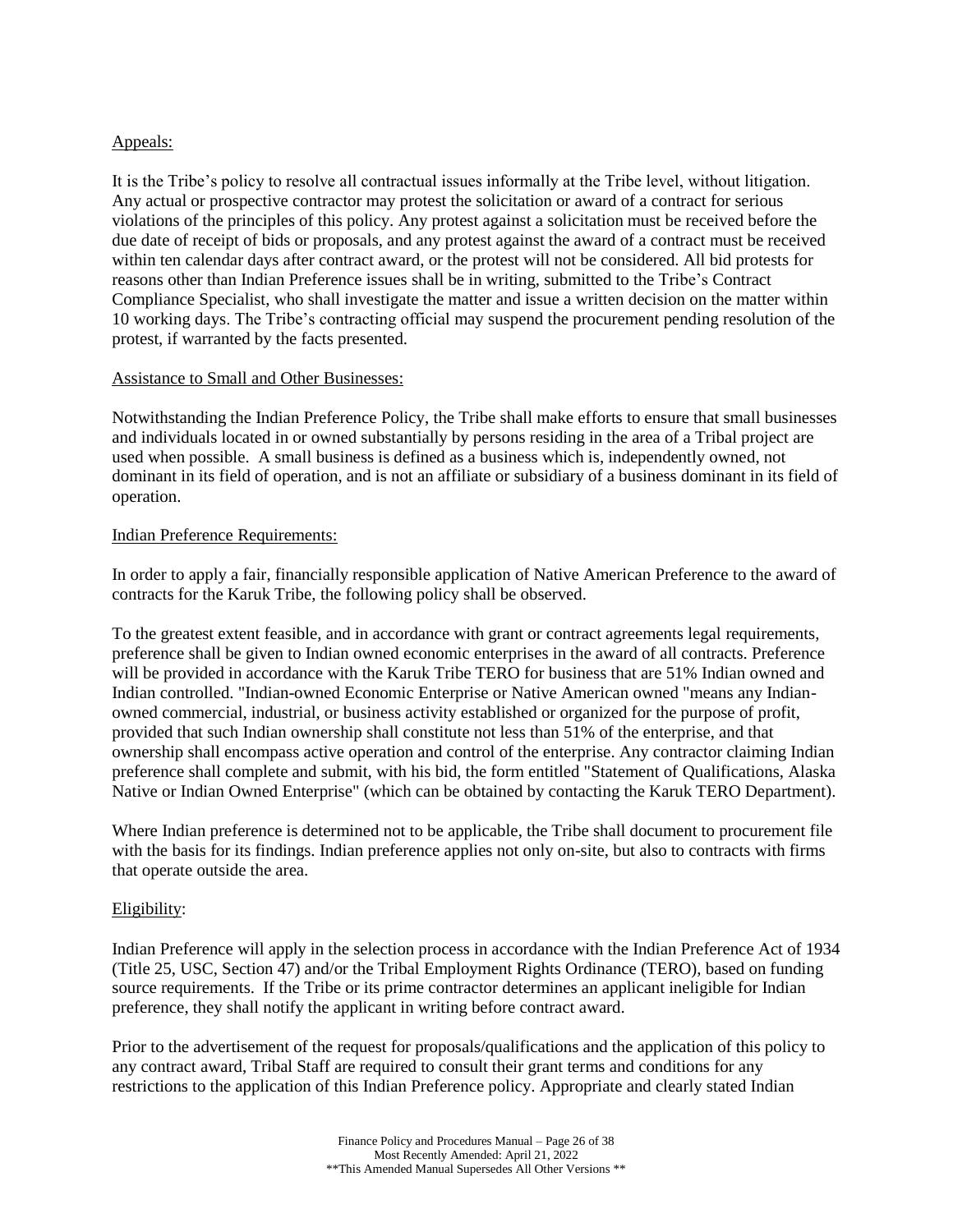Appeals:

It is the Tribe's policy to resolve all contractual issues informally at the Tribe level, without litigation. Any actual or prospective contractor may protest the solicitation or award of a contract for serious violations of the principles of this policy. Any protest against a solicitation must be received before the due date of receipt of bids or proposals, and any protest against the award of a contract must be received within ten calendar days after contract award, or the protest will not be considered. All bid protests for reasons other than Indian Preference issues shall be in writing, submitted to the Tribe's Contract Compliance Specialist, who shall investigate the matter and issue a written decision on the matter within 10 working days. The Tribe's contracting official may suspend the procurement pending resolution of the protest, if warranted by the facts presented.

Assistance to Small and Other Businesses:

Notwithstanding the Indian Preference Policy, the Tribe shall make efforts to ensure that small businesses and individuals located in or owned substantially by persons residing in the area of a Tribal project are used when possible. A small business is defined as a business which is, independently owned, not dominant in its field of operation, and is not an affiliate or subsidiary of a business dominant in its field of operation.

Indian Preference Requirements:

In order to apply a fair, financially responsible application of Native American Preference to the award of contracts for the Karuk Tribe, the following policy shall be observed.

To the greatest extent feasible, and in accordance with grant or contract agreements legal requirements, preference shall be given to Indian owned economic enterprises in the award of all contracts. Preference will be provided in accordance with the Karuk Tribe TERO for business that are 51% Indian owned and Indian controlled. "Indian-owned Economic Enterprise or Native American owned "means any Indian-owned commercial, industrial, or business activity established or organized for the purpose of profit, provided that such Indian ownership shall constitute not less than 51% of the enterprise, and that ownership shall encompass active operation and control of the enterprise. Any contractor claiming Indian preference shall complete and submit, with his bid, the form entitled "Statement of Qualifications, Alaska Native or Indian Owned Enterprise" (which can be obtained by contacting the Karuk TERO Department).

Where Indian preference is determined not to be applicable, the Tribe shall document to procurement file with the basis for its findings. Indian preference applies not only on-site, but also to contracts with firms that operate outside the area.

Eligibility:

Indian Preference will apply in the selection process in accordance with the Indian Preference Act of 1934 (Title 25, USC, Section 47) and/or the Tribal Employment Rights Ordinance (TERO), based on funding source requirements. If the Tribe or its prime contractor determines an applicant ineligible for Indian preference, they shall notify the applicant in writing before contract award.

Prior to the advertisement of the request for proposals/qualifications and the application of this policy to any contract award, Tribal Staff are required to consult their grant terms and conditions for any restrictions to the application of this Indian Preference policy. Appropriate and clearly stated Indian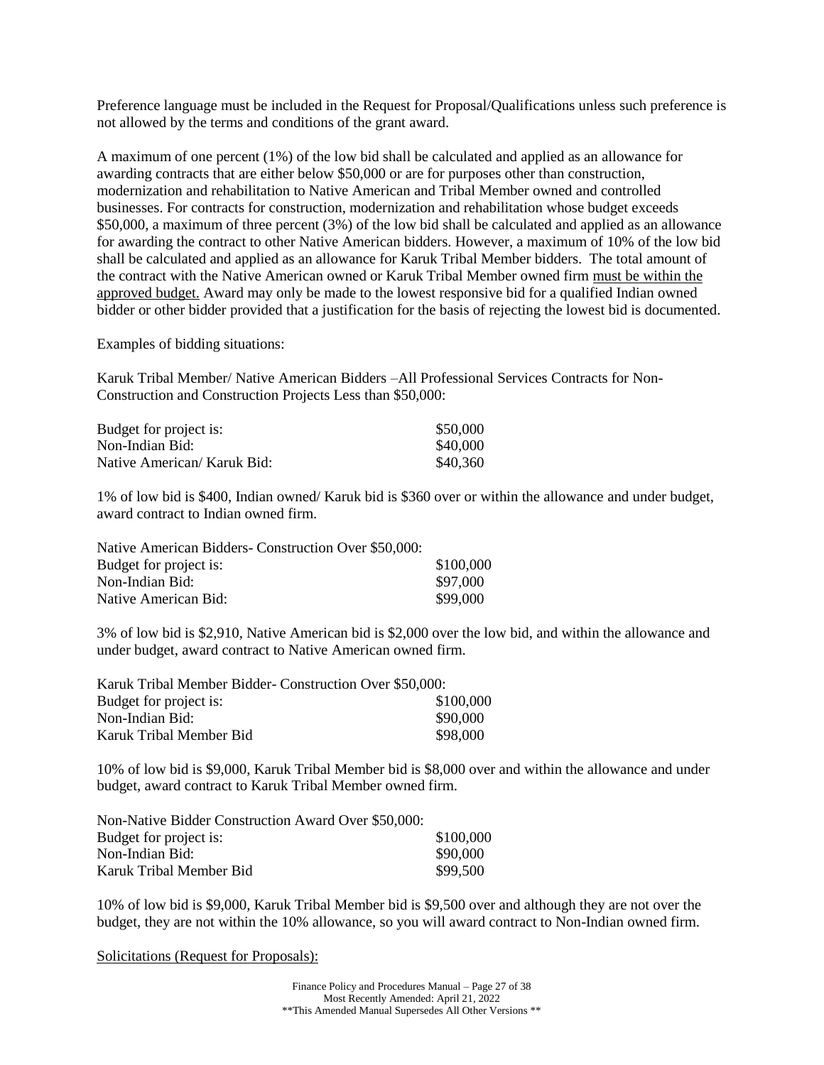Preference language must be included in the Request for Proposal/Qualifications unless such preference is not allowed by the terms and conditions of the grant award.

A maximum of one percent (1%) of the low bid shall be calculated and applied as an allowance for awarding contracts that are either below \$50,000 or are for purposes other than construction, modernization and rehabilitation to Native American and Tribal Member owned and controlled businesses. For contracts for construction, modernization and rehabilitation whose budget exceeds \$50,000, a maximum of three percent (3%) of the low bid shall be calculated and applied as an allowance for awarding the contract to other Native American bidders. However, a maximum of 10% of the low bid shall be calculated and applied as an allowance for Karuk Tribal Member bidders. The total amount of the contract with the Native American owned or Karuk Tribal Member owned firm <u>must be within the approved budget.</u> Award may only be made to the lowest responsive bid for a qualified Indian owned bidder or other bidder provided that a justification for the basis of rejecting the lowest bid is documented.

Examples of bidding situations:

Karuk Tribal Member/ Native American Bidders –All Professional Services Contracts for Non-Construction and Construction Projects Less than \$50,000:

| | |
|---|---|
| Budget for project is: | \$50,000 |
| Non-Indian Bid: | \$40,000 |
| Native American/ Karuk Bid: | \$40,360 |

1% of low bid is \$400, Indian owned/ Karuk bid is \$360 over or within the allowance and under budget, award contract to Indian owned firm.

| Native American Bidders- Construction Over \$50,000: | |
|---|---|
| Budget for project is: | \$100,000 |
| Non-Indian Bid: | \$97,000 |
| Native American Bid: | \$99,000 |

3% of low bid is \$2,910, Native American bid is \$2,000 over the low bid, and within the allowance and under budget, award contract to Native American owned firm.

| Karuk Tribal Member Bidder- Construction Over \$50,000: | |
|---|---|
| Budget for project is: | \$100,000 |
| Non-Indian Bid: | \$90,000 |
| Karuk Tribal Member Bid | \$98,000 |

10% of low bid is \$9,000, Karuk Tribal Member bid is \$8,000 over and within the allowance and under budget, award contract to Karuk Tribal Member owned firm.

| Non-Native Bidder Construction Award Over \$50,000: | |
|---|---|
| Budget for project is: | \$100,000 |
| Non-Indian Bid: | \$90,000 |
| Karuk Tribal Member Bid | \$99,500 |

10% of low bid is \$9,000, Karuk Tribal Member bid is \$9,500 over and although they are not over the budget, they are not within the 10% allowance, so you will award contract to Non-Indian owned firm.

<u>Solicitations (Request for Proposals):</u>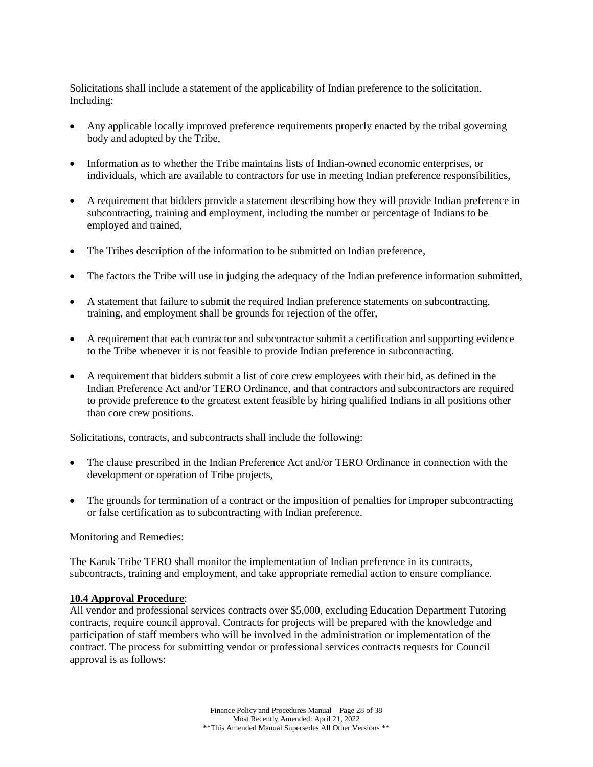Solicitations shall include a statement of the applicability of Indian preference to the solicitation. Including:

- Any applicable locally improved preference requirements properly enacted by the tribal governing body and adopted by the Tribe,
- Information as to whether the Tribe maintains lists of Indian-owned economic enterprises, or individuals, which are available to contractors for use in meeting Indian preference responsibilities,
- A requirement that bidders provide a statement describing how they will provide Indian preference in subcontracting, training and employment, including the number or percentage of Indians to be employed and trained,
- The Tribes description of the information to be submitted on Indian preference,
- The factors the Tribe will use in judging the adequacy of the Indian preference information submitted,
- A statement that failure to submit the required Indian preference statements on subcontracting, training, and employment shall be grounds for rejection of the offer,
- A requirement that each contractor and subcontractor submit a certification and supporting evidence to the Tribe whenever it is not feasible to provide Indian preference in subcontracting.
- A requirement that bidders submit a list of core crew employees with their bid, as defined in the Indian Preference Act and/or TERO Ordinance, and that contractors and subcontractors are required to provide preference to the greatest extent feasible by hiring qualified Indians in all positions other than core crew positions.

Solicitations, contracts, and subcontracts shall include the following:

- The clause prescribed in the Indian Preference Act and/or TERO Ordinance in connection with the development or operation of Tribe projects,
- The grounds for termination of a contract or the imposition of penalties for improper subcontracting or false certification as to subcontracting with Indian preference.

Monitoring and Remedies:

The Karuk Tribe TERO shall monitor the implementation of Indian preference in its contracts, subcontracts, training and employment, and take appropriate remedial action to ensure compliance.

**10.4 Approval Procedure**:

All vendor and professional services contracts over $5,000, excluding Education Department Tutoring contracts, require council approval. Contracts for projects will be prepared with the knowledge and participation of staff members who will be involved in the administration or implementation of the contract. The process for submitting vendor or professional services contracts requests for Council approval is as follows: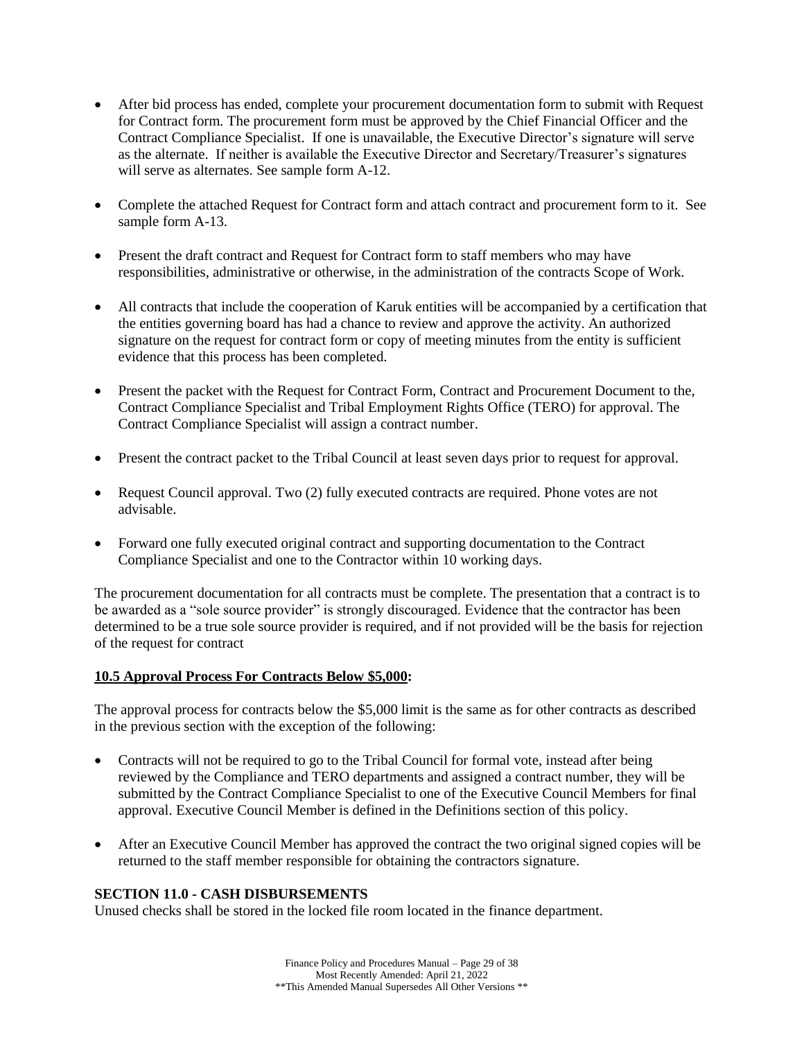- After bid process has ended, complete your procurement documentation form to submit with Request for Contract form. The procurement form must be approved by the Chief Financial Officer and the Contract Compliance Specialist. If one is unavailable, the Executive Director's signature will serve as the alternate. If neither is available the Executive Director and Secretary/Treasurer's signatures will serve as alternates. See sample form A-12.

- Complete the attached Request for Contract form and attach contract and procurement form to it. See sample form A-13.

- Present the draft contract and Request for Contract form to staff members who may have responsibilities, administrative or otherwise, in the administration of the contracts Scope of Work.

- All contracts that include the cooperation of Karuk entities will be accompanied by a certification that the entities governing board has had a chance to review and approve the activity. An authorized signature on the request for contract form or copy of meeting minutes from the entity is sufficient evidence that this process has been completed.

- Present the packet with the Request for Contract Form, Contract and Procurement Document to the, Contract Compliance Specialist and Tribal Employment Rights Office (TERO) for approval. The Contract Compliance Specialist will assign a contract number.

- Present the contract packet to the Tribal Council at least seven days prior to request for approval.

- Request Council approval. Two (2) fully executed contracts are required. Phone votes are not advisable.

- Forward one fully executed original contract and supporting documentation to the Contract Compliance Specialist and one to the Contractor within 10 working days.

The procurement documentation for all contracts must be complete. The presentation that a contract is to be awarded as a "sole source provider" is strongly discouraged. Evidence that the contractor has been determined to be a true sole source provider is required, and if not provided will be the basis for rejection of the request for contract

**<u>10.5 Approval Process For Contracts Below $5,000</u>:**

The approval process for contracts below the $5,000 limit is the same as for other contracts as described in the previous section with the exception of the following:

- Contracts will not be required to go to the Tribal Council for formal vote, instead after being reviewed by the Compliance and TERO departments and assigned a contract number, they will be submitted by the Contract Compliance Specialist to one of the Executive Council Members for final approval. Executive Council Member is defined in the Definitions section of this policy.

- After an Executive Council Member has approved the contract the two original signed copies will be returned to the staff member responsible for obtaining the contractors signature.

## SECTION 11.0 - CASH DISBURSEMENTS

Unused checks shall be stored in the locked file room located in the finance department.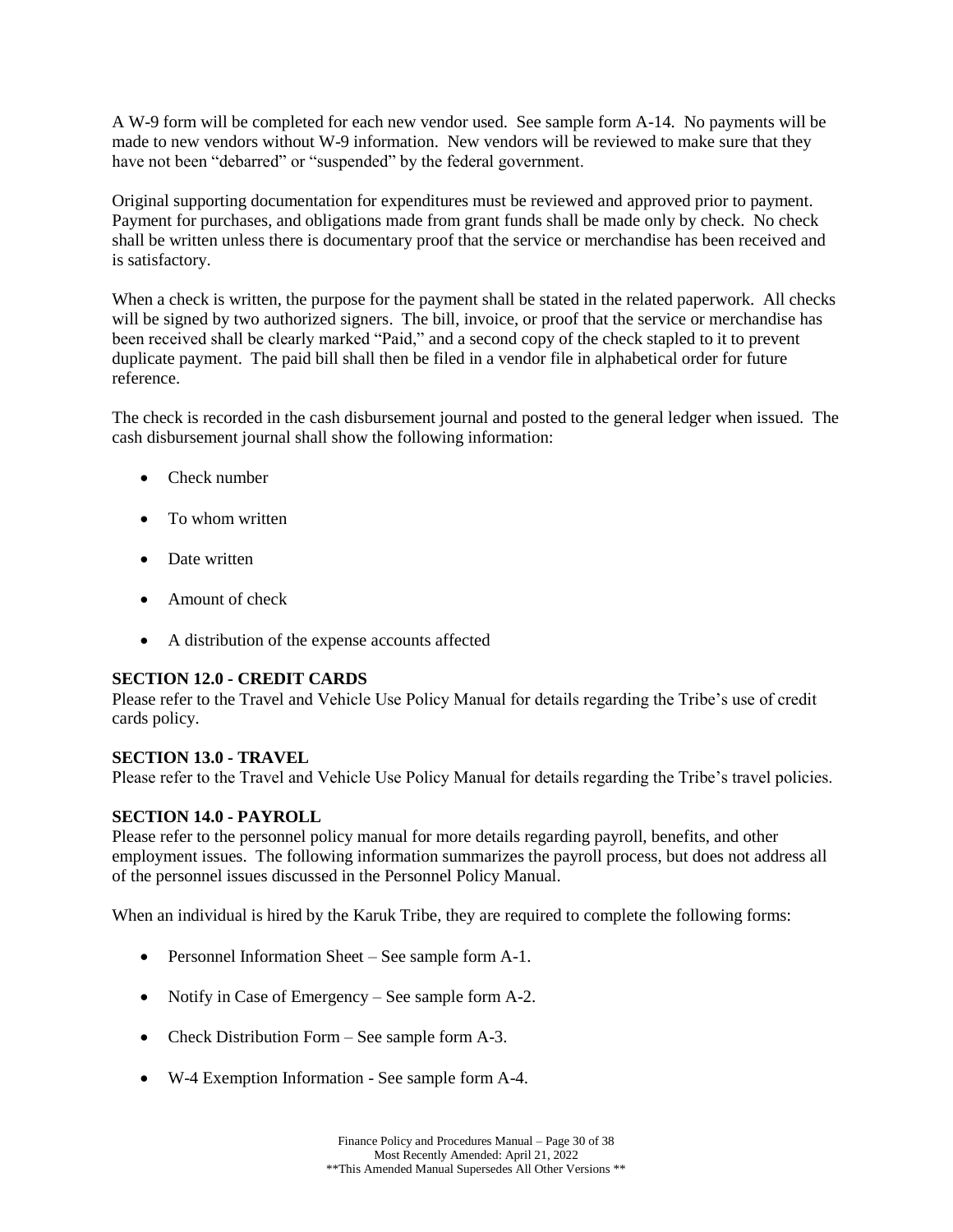A W-9 form will be completed for each new vendor used. See sample form A-14. No payments will be made to new vendors without W-9 information. New vendors will be reviewed to make sure that they have not been "debarred" or "suspended" by the federal government.

Original supporting documentation for expenditures must be reviewed and approved prior to payment. Payment for purchases, and obligations made from grant funds shall be made only by check. No check shall be written unless there is documentary proof that the service or merchandise has been received and is satisfactory.

When a check is written, the purpose for the payment shall be stated in the related paperwork. All checks will be signed by two authorized signers. The bill, invoice, or proof that the service or merchandise has been received shall be clearly marked "Paid," and a second copy of the check stapled to it to prevent duplicate payment. The paid bill shall then be filed in a vendor file in alphabetical order for future reference.

The check is recorded in the cash disbursement journal and posted to the general ledger when issued. The cash disbursement journal shall show the following information:

- Check number
- To whom written
- Date written
- Amount of check
- A distribution of the expense accounts affected

## SECTION 12.0 - CREDIT CARDS

Please refer to the Travel and Vehicle Use Policy Manual for details regarding the Tribe's use of credit cards policy.

## SECTION 13.0 - TRAVEL

Please refer to the Travel and Vehicle Use Policy Manual for details regarding the Tribe's travel policies.

## SECTION 14.0 - PAYROLL

Please refer to the personnel policy manual for more details regarding payroll, benefits, and other employment issues. The following information summarizes the payroll process, but does not address all of the personnel issues discussed in the Personnel Policy Manual.

When an individual is hired by the Karuk Tribe, they are required to complete the following forms:

- Personnel Information Sheet – See sample form A-1.
- Notify in Case of Emergency – See sample form A-2.
- Check Distribution Form – See sample form A-3.
- W-4 Exemption Information - See sample form A-4.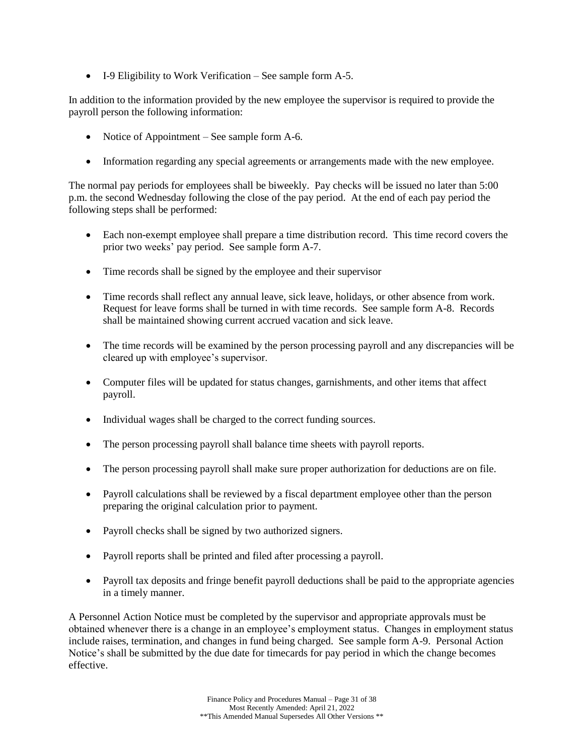- I-9 Eligibility to Work Verification – See sample form A-5.

In addition to the information provided by the new employee the supervisor is required to provide the payroll person the following information:

- Notice of Appointment – See sample form A-6.
- Information regarding any special agreements or arrangements made with the new employee.

The normal pay periods for employees shall be biweekly. Pay checks will be issued no later than 5:00 p.m. the second Wednesday following the close of the pay period. At the end of each pay period the following steps shall be performed:

- Each non-exempt employee shall prepare a time distribution record. This time record covers the prior two weeks' pay period. See sample form A-7.
- Time records shall be signed by the employee and their supervisor
- Time records shall reflect any annual leave, sick leave, holidays, or other absence from work. Request for leave forms shall be turned in with time records. See sample form A-8. Records shall be maintained showing current accrued vacation and sick leave.
- The time records will be examined by the person processing payroll and any discrepancies will be cleared up with employee's supervisor.
- Computer files will be updated for status changes, garnishments, and other items that affect payroll.
- Individual wages shall be charged to the correct funding sources.
- The person processing payroll shall balance time sheets with payroll reports.
- The person processing payroll shall make sure proper authorization for deductions are on file.
- Payroll calculations shall be reviewed by a fiscal department employee other than the person preparing the original calculation prior to payment.
- Payroll checks shall be signed by two authorized signers.
- Payroll reports shall be printed and filed after processing a payroll.
- Payroll tax deposits and fringe benefit payroll deductions shall be paid to the appropriate agencies in a timely manner.

A Personnel Action Notice must be completed by the supervisor and appropriate approvals must be obtained whenever there is a change in an employee's employment status. Changes in employment status include raises, termination, and changes in fund being charged. See sample form A-9. Personal Action Notice's shall be submitted by the due date for timecards for pay period in which the change becomes effective.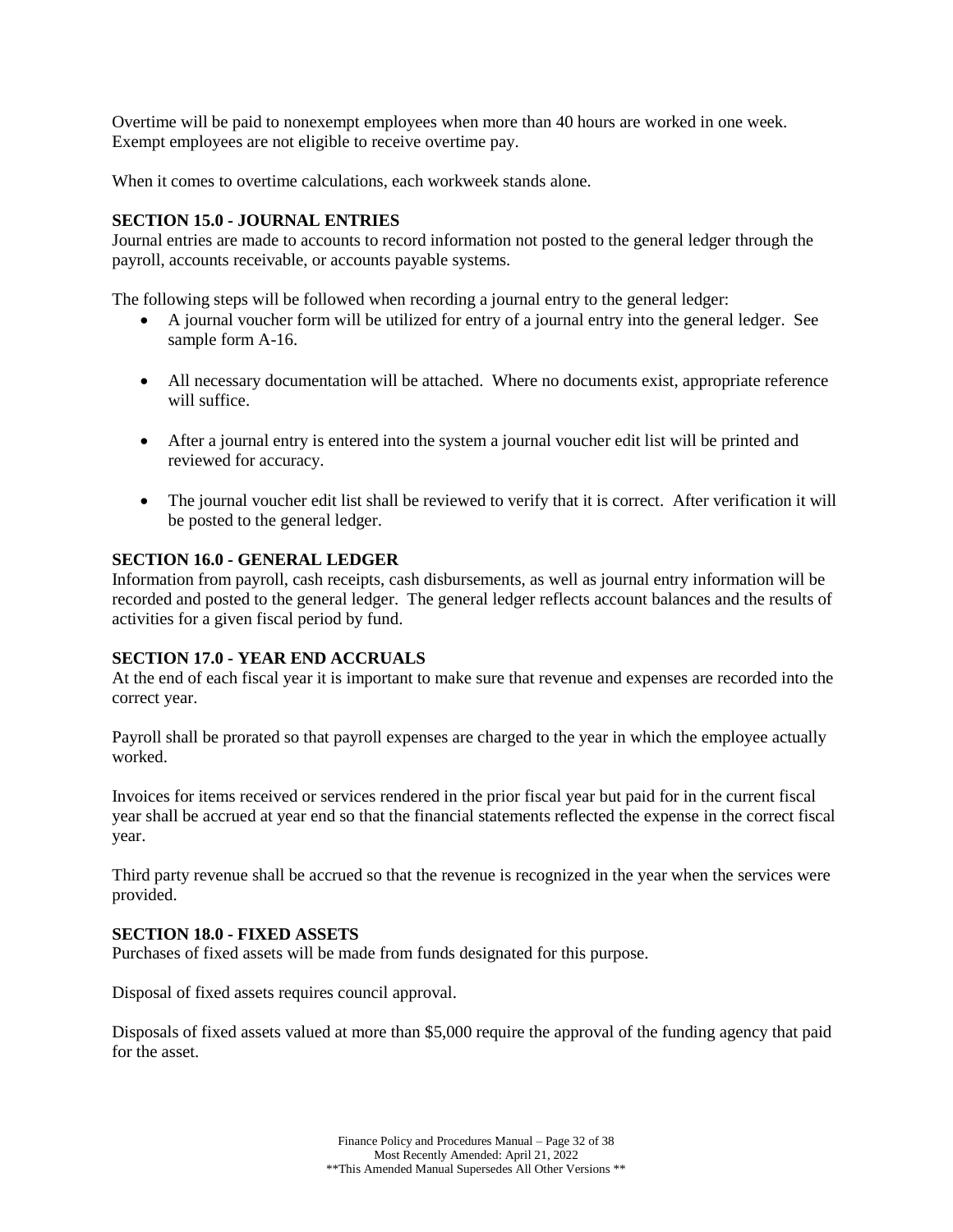Overtime will be paid to nonexempt employees when more than 40 hours are worked in one week. Exempt employees are not eligible to receive overtime pay.

When it comes to overtime calculations, each workweek stands alone.

**SECTION 15.0 - JOURNAL ENTRIES**

Journal entries are made to accounts to record information not posted to the general ledger through the payroll, accounts receivable, or accounts payable systems.

The following steps will be followed when recording a journal entry to the general ledger:

- A journal voucher form will be utilized for entry of a journal entry into the general ledger. See sample form A-16.
- All necessary documentation will be attached. Where no documents exist, appropriate reference will suffice.
- After a journal entry is entered into the system a journal voucher edit list will be printed and reviewed for accuracy.
- The journal voucher edit list shall be reviewed to verify that it is correct. After verification it will be posted to the general ledger.

**SECTION 16.0 - GENERAL LEDGER**

Information from payroll, cash receipts, cash disbursements, as well as journal entry information will be recorded and posted to the general ledger. The general ledger reflects account balances and the results of activities for a given fiscal period by fund.

**SECTION 17.0 - YEAR END ACCRUALS**

At the end of each fiscal year it is important to make sure that revenue and expenses are recorded into the correct year.

Payroll shall be prorated so that payroll expenses are charged to the year in which the employee actually worked.

Invoices for items received or services rendered in the prior fiscal year but paid for in the current fiscal year shall be accrued at year end so that the financial statements reflected the expense in the correct fiscal year.

Third party revenue shall be accrued so that the revenue is recognized in the year when the services were provided.

**SECTION 18.0 - FIXED ASSETS**

Purchases of fixed assets will be made from funds designated for this purpose.

Disposal of fixed assets requires council approval.

Disposals of fixed assets valued at more than $5,000 require the approval of the funding agency that paid for the asset.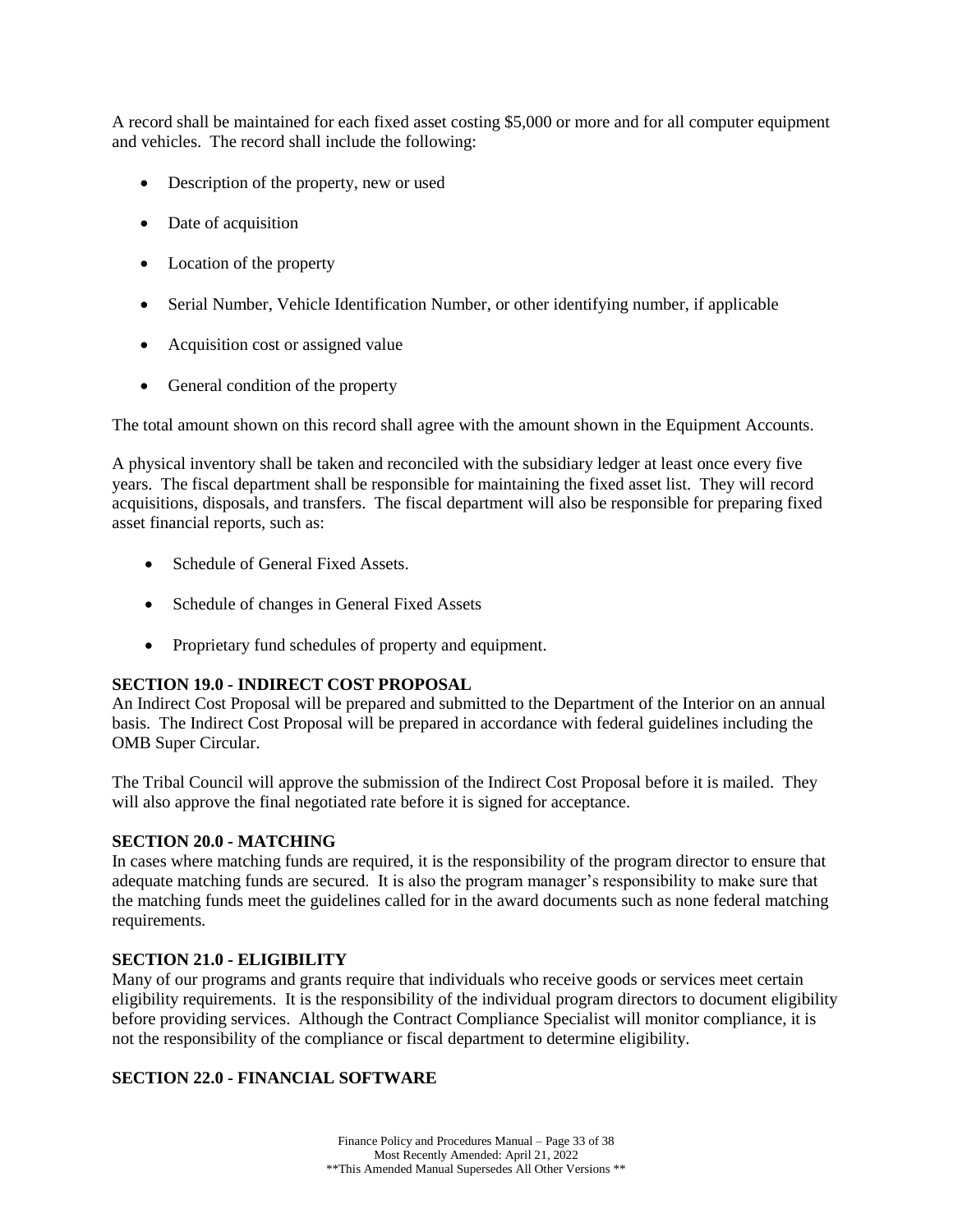A record shall be maintained for each fixed asset costing $5,000 or more and for all computer equipment and vehicles. The record shall include the following:

- Description of the property, new or used
- Date of acquisition
- Location of the property
- Serial Number, Vehicle Identification Number, or other identifying number, if applicable
- Acquisition cost or assigned value
- General condition of the property

The total amount shown on this record shall agree with the amount shown in the Equipment Accounts.

A physical inventory shall be taken and reconciled with the subsidiary ledger at least once every five years. The fiscal department shall be responsible for maintaining the fixed asset list. They will record acquisitions, disposals, and transfers. The fiscal department will also be responsible for preparing fixed asset financial reports, such as:

- Schedule of General Fixed Assets.
- Schedule of changes in General Fixed Assets
- Proprietary fund schedules of property and equipment.

**SECTION 19.0 - INDIRECT COST PROPOSAL**

An Indirect Cost Proposal will be prepared and submitted to the Department of the Interior on an annual basis. The Indirect Cost Proposal will be prepared in accordance with federal guidelines including the OMB Super Circular.

The Tribal Council will approve the submission of the Indirect Cost Proposal before it is mailed. They will also approve the final negotiated rate before it is signed for acceptance.

**SECTION 20.0 - MATCHING**

In cases where matching funds are required, it is the responsibility of the program director to ensure that adequate matching funds are secured. It is also the program manager's responsibility to make sure that the matching funds meet the guidelines called for in the award documents such as none federal matching requirements.

**SECTION 21.0 - ELIGIBILITY**

Many of our programs and grants require that individuals who receive goods or services meet certain eligibility requirements. It is the responsibility of the individual program directors to document eligibility before providing services. Although the Contract Compliance Specialist will monitor compliance, it is not the responsibility of the compliance or fiscal department to determine eligibility.

**SECTION 22.0 - FINANCIAL SOFTWARE**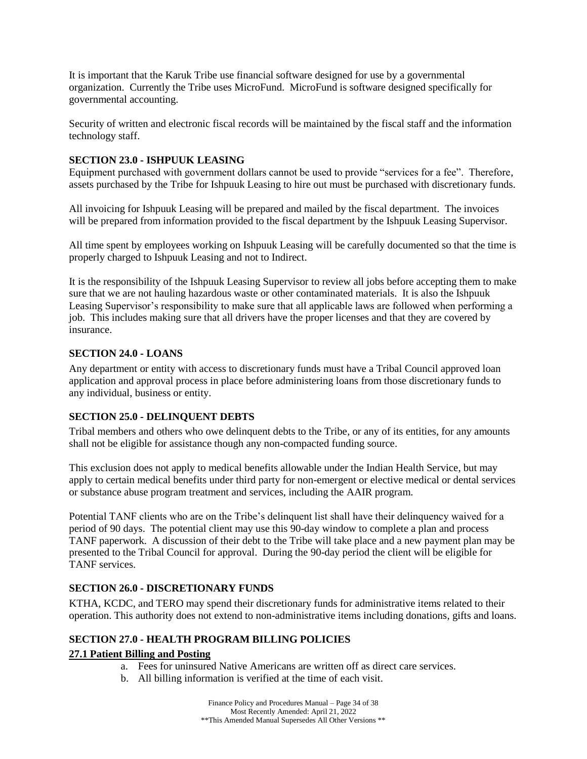It is important that the Karuk Tribe use financial software designed for use by a governmental organization. Currently the Tribe uses MicroFund. MicroFund is software designed specifically for governmental accounting.

Security of written and electronic fiscal records will be maintained by the fiscal staff and the information technology staff.

## SECTION 23.0 - ISHPUUK LEASING

Equipment purchased with government dollars cannot be used to provide "services for a fee". Therefore, assets purchased by the Tribe for Ishpuuk Leasing to hire out must be purchased with discretionary funds.

All invoicing for Ishpuuk Leasing will be prepared and mailed by the fiscal department. The invoices will be prepared from information provided to the fiscal department by the Ishpuuk Leasing Supervisor.

All time spent by employees working on Ishpuuk Leasing will be carefully documented so that the time is properly charged to Ishpuuk Leasing and not to Indirect.

It is the responsibility of the Ishpuuk Leasing Supervisor to review all jobs before accepting them to make sure that we are not hauling hazardous waste or other contaminated materials. It is also the Ishpuuk Leasing Supervisor's responsibility to make sure that all applicable laws are followed when performing a job. This includes making sure that all drivers have the proper licenses and that they are covered by insurance.

## SECTION 24.0 - LOANS

Any department or entity with access to discretionary funds must have a Tribal Council approved loan application and approval process in place before administering loans from those discretionary funds to any individual, business or entity.

## SECTION 25.0 - DELINQUENT DEBTS

Tribal members and others who owe delinquent debts to the Tribe, or any of its entities, for any amounts shall not be eligible for assistance though any non-compacted funding source.

This exclusion does not apply to medical benefits allowable under the Indian Health Service, but may apply to certain medical benefits under third party for non-emergent or elective medical or dental services or substance abuse program treatment and services, including the AAIR program.

Potential TANF clients who are on the Tribe's delinquent list shall have their delinquency waived for a period of 90 days. The potential client may use this 90-day window to complete a plan and process TANF paperwork. A discussion of their debt to the Tribe will take place and a new payment plan may be presented to the Tribal Council for approval. During the 90-day period the client will be eligible for TANF services.

## SECTION 26.0 - DISCRETIONARY FUNDS

KTHA, KCDC, and TERO may spend their discretionary funds for administrative items related to their operation. This authority does not extend to non-administrative items including donations, gifts and loans.

## SECTION 27.0 - HEALTH PROGRAM BILLING POLICIES

### 27.1 Patient Billing and Posting

a. Fees for uninsured Native Americans are written off as direct care services.
b. All billing information is verified at the time of each visit.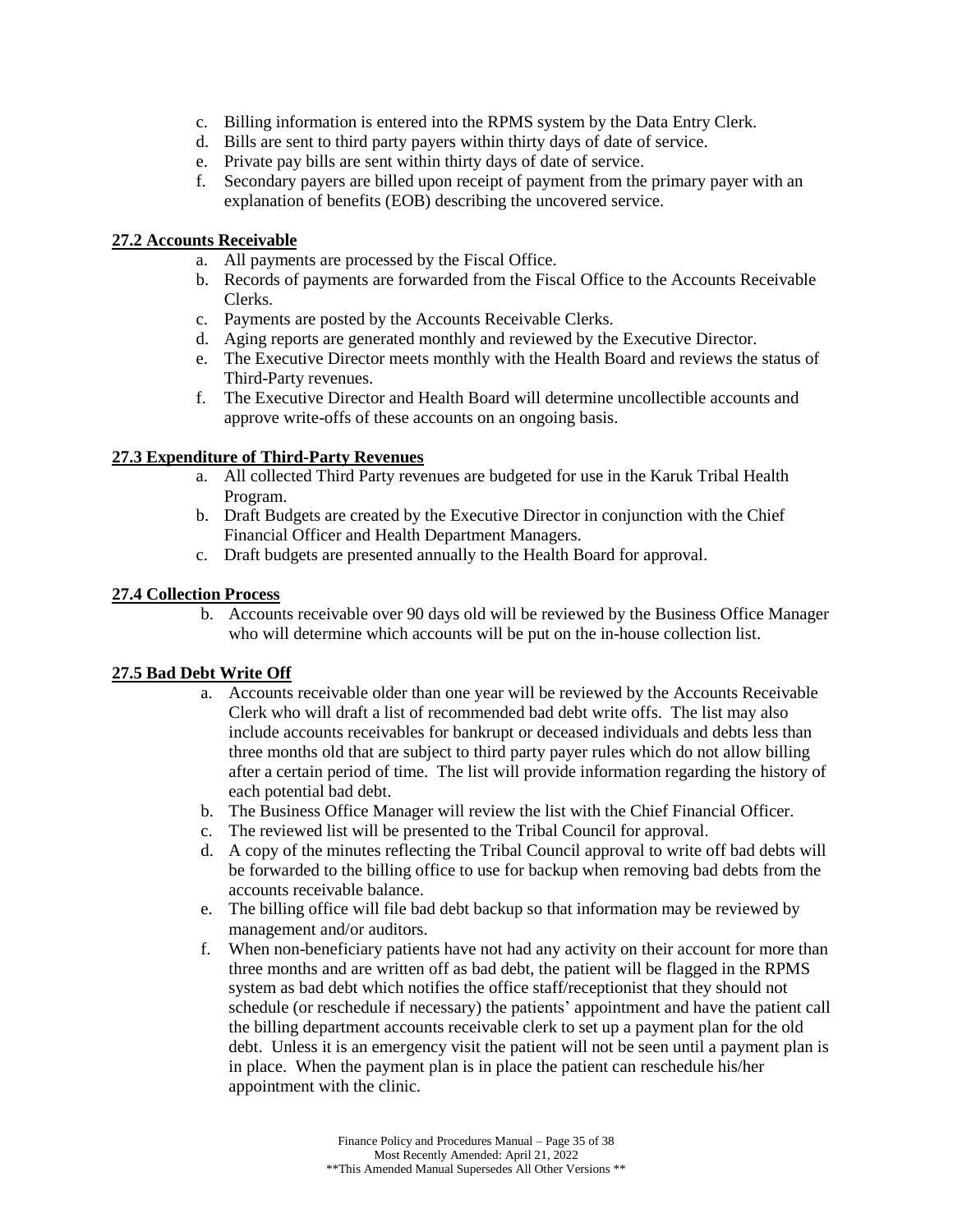c. Billing information is entered into the RPMS system by the Data Entry Clerk.
d. Bills are sent to third party payers within thirty days of date of service.
e. Private pay bills are sent within thirty days of date of service.
f. Secondary payers are billed upon receipt of payment from the primary payer with an explanation of benefits (EOB) describing the uncovered service.

**27.2 Accounts Receivable**

a. All payments are processed by the Fiscal Office.
b. Records of payments are forwarded from the Fiscal Office to the Accounts Receivable Clerks.
c. Payments are posted by the Accounts Receivable Clerks.
d. Aging reports are generated monthly and reviewed by the Executive Director.
e. The Executive Director meets monthly with the Health Board and reviews the status of Third-Party revenues.
f. The Executive Director and Health Board will determine uncollectible accounts and approve write-offs of these accounts on an ongoing basis.

**27.3 Expenditure of Third-Party Revenues**

a. All collected Third Party revenues are budgeted for use in the Karuk Tribal Health Program.
b. Draft Budgets are created by the Executive Director in conjunction with the Chief Financial Officer and Health Department Managers.
c. Draft budgets are presented annually to the Health Board for approval.

**27.4 Collection Process**

b. Accounts receivable over 90 days old will be reviewed by the Business Office Manager who will determine which accounts will be put on the in-house collection list.

**27.5 Bad Debt Write Off**

a. Accounts receivable older than one year will be reviewed by the Accounts Receivable Clerk who will draft a list of recommended bad debt write offs. The list may also include accounts receivables for bankrupt or deceased individuals and debts less than three months old that are subject to third party payer rules which do not allow billing after a certain period of time. The list will provide information regarding the history of each potential bad debt.
b. The Business Office Manager will review the list with the Chief Financial Officer.
c. The reviewed list will be presented to the Tribal Council for approval.
d. A copy of the minutes reflecting the Tribal Council approval to write off bad debts will be forwarded to the billing office to use for backup when removing bad debts from the accounts receivable balance.
e. The billing office will file bad debt backup so that information may be reviewed by management and/or auditors.
f. When non-beneficiary patients have not had any activity on their account for more than three months and are written off as bad debt, the patient will be flagged in the RPMS system as bad debt which notifies the office staff/receptionist that they should not schedule (or reschedule if necessary) the patients' appointment and have the patient call the billing department accounts receivable clerk to set up a payment plan for the old debt. Unless it is an emergency visit the patient will not be seen until a payment plan is in place. When the payment plan is in place the patient can reschedule his/her appointment with the clinic.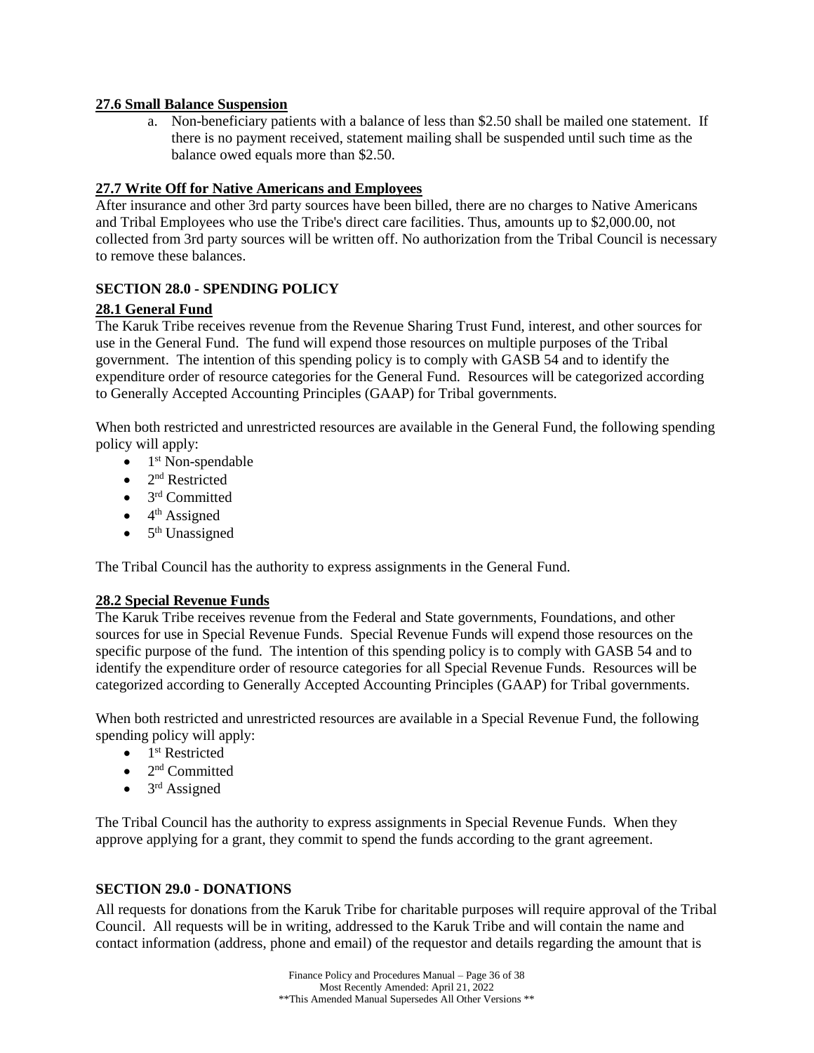### 27.6 Small Balance Suspension

a. Non-beneficiary patients with a balance of less than $2.50 shall be mailed one statement. If there is no payment received, statement mailing shall be suspended until such time as the balance owed equals more than $2.50.

### 27.7 Write Off for Native Americans and Employees

After insurance and other 3rd party sources have been billed, there are no charges to Native Americans and Tribal Employees who use the Tribe's direct care facilities. Thus, amounts up to $2,000.00, not collected from 3rd party sources will be written off. No authorization from the Tribal Council is necessary to remove these balances.

## SECTION 28.0 - SPENDING POLICY

### 28.1 General Fund

The Karuk Tribe receives revenue from the Revenue Sharing Trust Fund, interest, and other sources for use in the General Fund. The fund will expend those resources on multiple purposes of the Tribal government. The intention of this spending policy is to comply with GASB 54 and to identify the expenditure order of resource categories for the General Fund. Resources will be categorized according to Generally Accepted Accounting Principles (GAAP) for Tribal governments.

When both restricted and unrestricted resources are available in the General Fund, the following spending policy will apply:

- 1st Non-spendable
- 2nd Restricted
- 3rd Committed
- 4th Assigned
- 5th Unassigned

The Tribal Council has the authority to express assignments in the General Fund.

### 28.2 Special Revenue Funds

The Karuk Tribe receives revenue from the Federal and State governments, Foundations, and other sources for use in Special Revenue Funds. Special Revenue Funds will expend those resources on the specific purpose of the fund. The intention of this spending policy is to comply with GASB 54 and to identify the expenditure order of resource categories for all Special Revenue Funds. Resources will be categorized according to Generally Accepted Accounting Principles (GAAP) for Tribal governments.

When both restricted and unrestricted resources are available in a Special Revenue Fund, the following spending policy will apply:

- 1st Restricted
- 2nd Committed
- 3rd Assigned

The Tribal Council has the authority to express assignments in Special Revenue Funds. When they approve applying for a grant, they commit to spend the funds according to the grant agreement.

## SECTION 29.0 - DONATIONS

All requests for donations from the Karuk Tribe for charitable purposes will require approval of the Tribal Council. All requests will be in writing, addressed to the Karuk Tribe and will contain the name and contact information (address, phone and email) of the requestor and details regarding the amount that is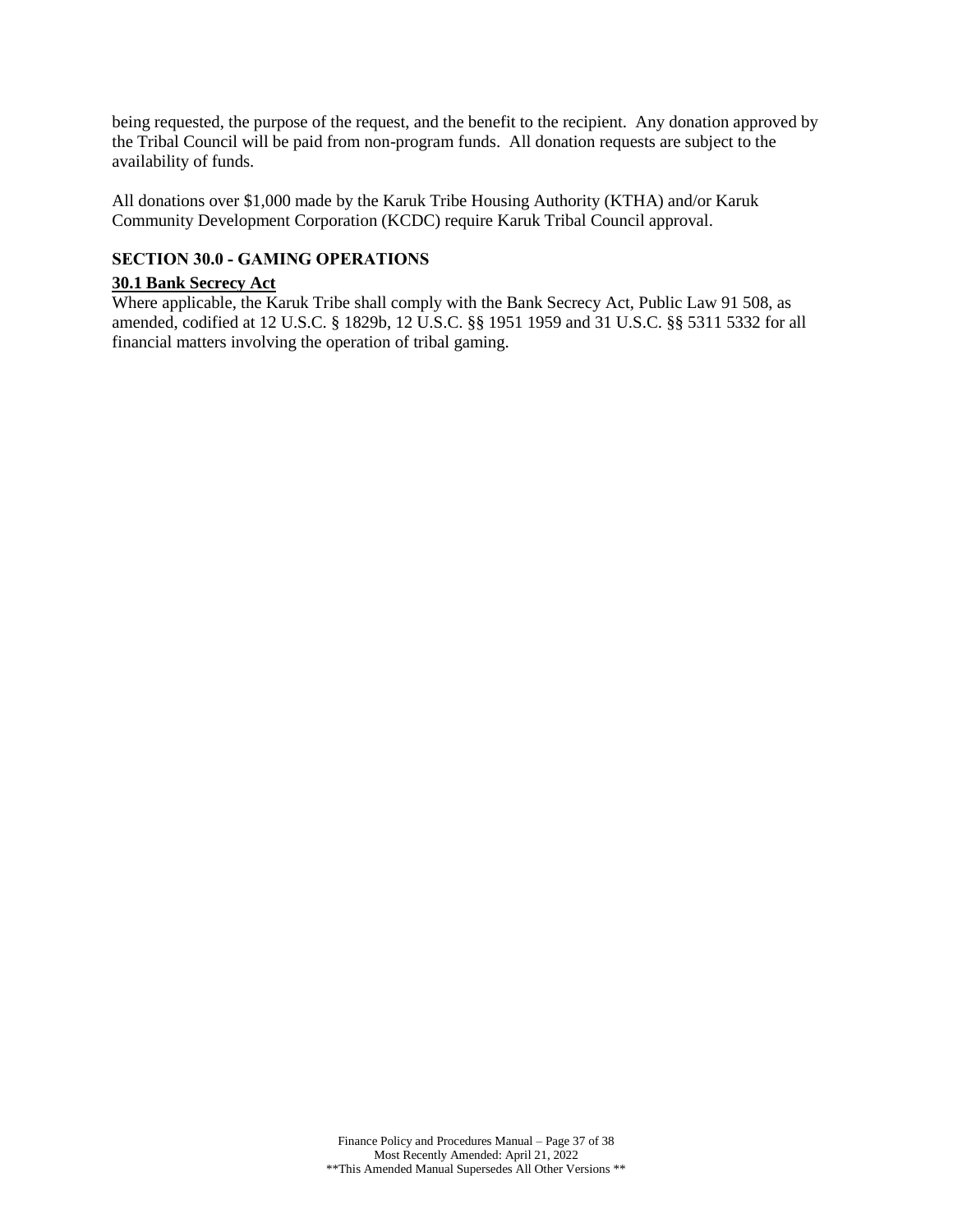being requested, the purpose of the request, and the benefit to the recipient. Any donation approved by the Tribal Council will be paid from non-program funds. All donation requests are subject to the availability of funds.

All donations over $1,000 made by the Karuk Tribe Housing Authority (KTHA) and/or Karuk Community Development Corporation (KCDC) require Karuk Tribal Council approval.

## SECTION 30.0 - GAMING OPERATIONS

### 30.1 Bank Secrecy Act

Where applicable, the Karuk Tribe shall comply with the Bank Secrecy Act, Public Law 91 508, as amended, codified at 12 U.S.C. § 1829b, 12 U.S.C. §§ 1951 1959 and 31 U.S.C. §§ 5311 5332 for all financial matters involving the operation of tribal gaming.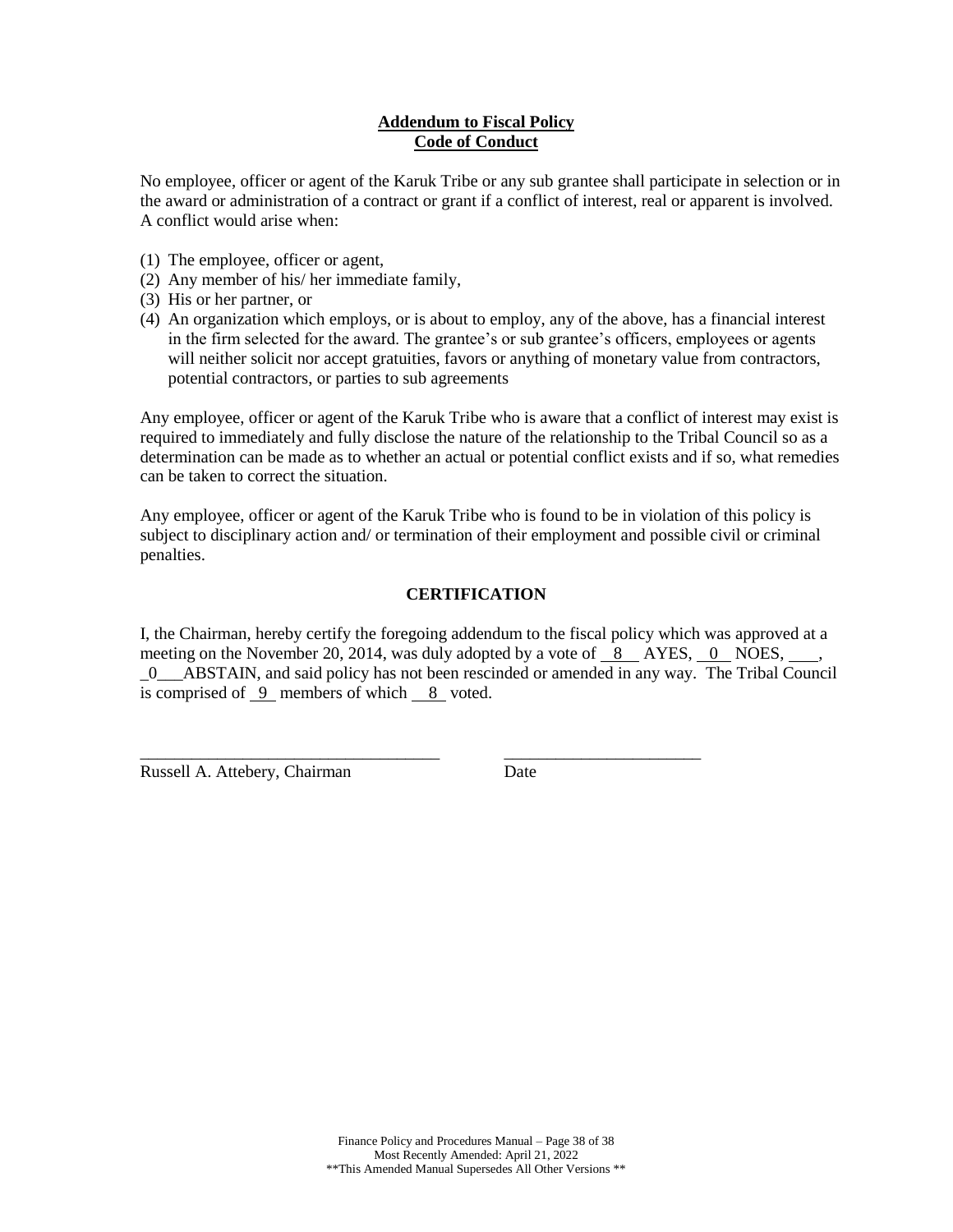**Addendum to Fiscal Policy**
**Code of Conduct**

No employee, officer or agent of the Karuk Tribe or any sub grantee shall participate in selection or in the award or administration of a contract or grant if a conflict of interest, real or apparent is involved. A conflict would arise when:

(1) The employee, officer or agent,
(2) Any member of his/ her immediate family,
(3) His or her partner, or
(4) An organization which employs, or is about to employ, any of the above, has a financial interest in the firm selected for the award. The grantee's or sub grantee's officers, employees or agents will neither solicit nor accept gratuities, favors or anything of monetary value from contractors, potential contractors, or parties to sub agreements

Any employee, officer or agent of the Karuk Tribe who is aware that a conflict of interest may exist is required to immediately and fully disclose the nature of the relationship to the Tribal Council so as a determination can be made as to whether an actual or potential conflict exists and if so, what remedies can be taken to correct the situation.

Any employee, officer or agent of the Karuk Tribe who is found to be in violation of this policy is subject to disciplinary action and/ or termination of their employment and possible civil or criminal penalties.

**CERTIFICATION**

I, the Chairman, hereby certify the foregoing addendum to the fiscal policy which was approved at a meeting on the November 20, 2014, was duly adopted by a vote of 8 AYES, 0 NOES, ___, 0 ABSTAIN, and said policy has not been rescinded or amended in any way. The Tribal Council is comprised of 9 members of which 8 voted.

___________________________________ ______________________

Russell A. Attebery, Chairman Date